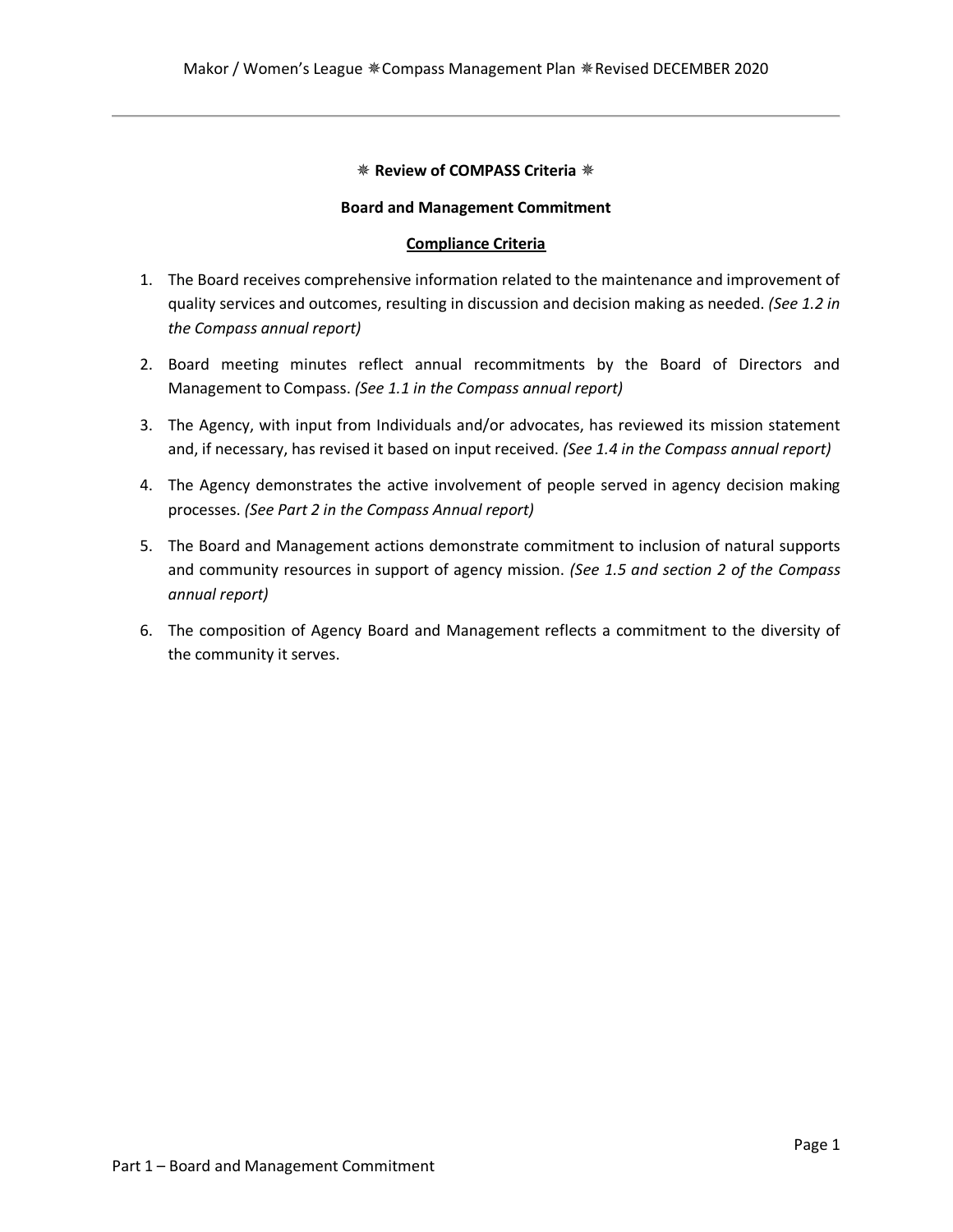## ✵ Review of COMPASS Criteria ✵

### Board and Management Commitment

#### Compliance Criteria

1. The Board receives comprehensive information related to the maintenance and improvement of quality services and outcomes, resulting in discussion and decision making as needed. *(See 1.2 in the Compass annual report)*
2. Board meeting minutes reflect annual recommitments by the Board of Directors and Management to Compass. *(See 1.1 in the Compass annual report)*
3. The Agency, with input from Individuals and/or advocates, has reviewed its mission statement and, if necessary, has revised it based on input received. *(See 1.4 in the Compass annual report)*
4. The Agency demonstrates the active involvement of people served in agency decision making processes. *(See Part 2 in the Compass Annual report)*
5. The Board and Management actions demonstrate commitment to inclusion of natural supports and community resources in support of agency mission. *(See 1.5 and section 2 of the Compass annual report)*
6. The composition of Agency Board and Management reflects a commitment to the diversity of the community it serves.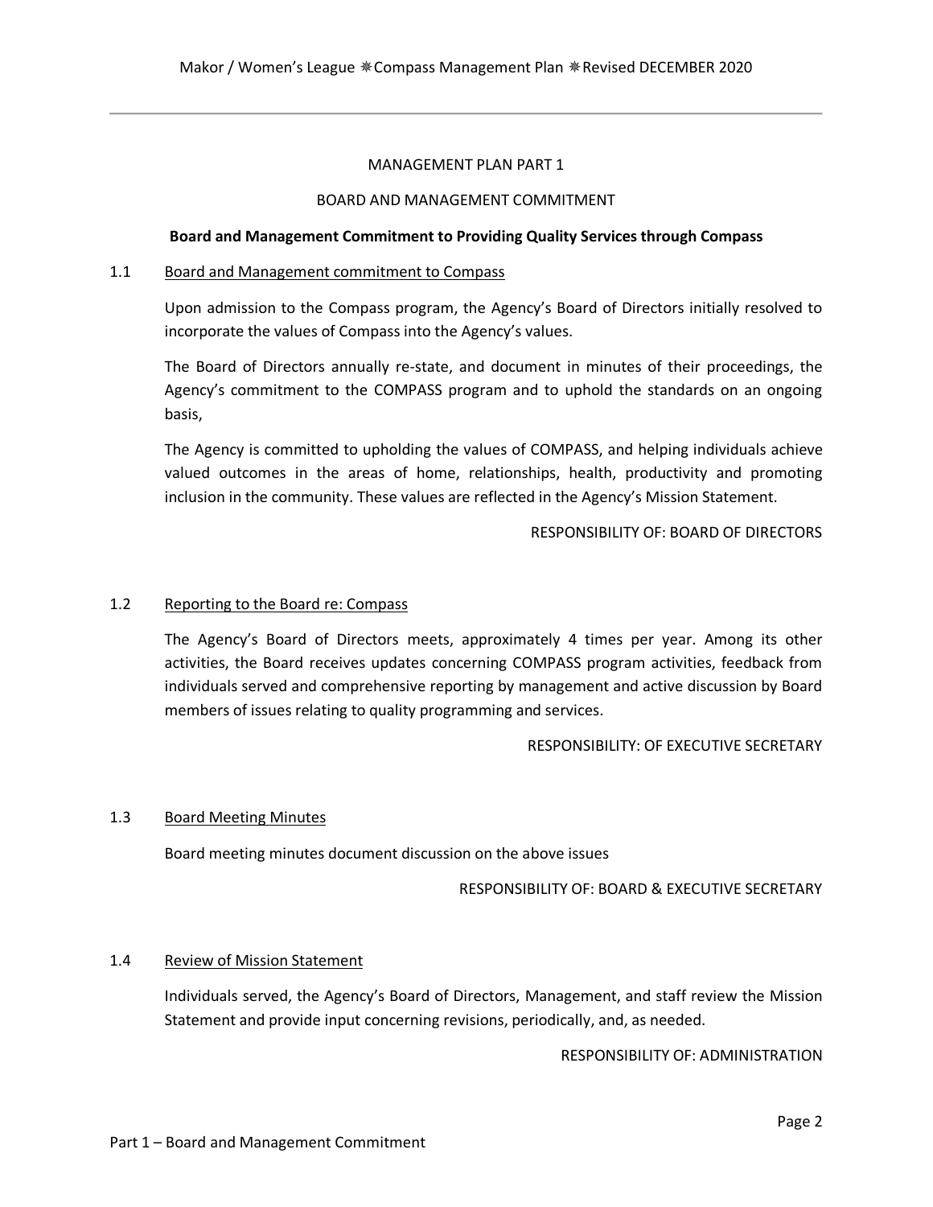# MANAGEMENT PLAN PART 1

## BOARD AND MANAGEMENT COMMITMENT

**Board and Management Commitment to Providing Quality Services through Compass**

### 1.1 Board and Management commitment to Compass

Upon admission to the Compass program, the Agency's Board of Directors initially resolved to incorporate the values of Compass into the Agency's values.

The Board of Directors annually re-state, and document in minutes of their proceedings, the Agency's commitment to the COMPASS program and to uphold the standards on an ongoing basis,

The Agency is committed to upholding the values of COMPASS, and helping individuals achieve valued outcomes in the areas of home, relationships, health, productivity and promoting inclusion in the community. These values are reflected in the Agency's Mission Statement.

RESPONSIBILITY OF: BOARD OF DIRECTORS

### 1.2 Reporting to the Board re: Compass

The Agency's Board of Directors meets, approximately 4 times per year. Among its other activities, the Board receives updates concerning COMPASS program activities, feedback from individuals served and comprehensive reporting by management and active discussion by Board members of issues relating to quality programming and services.

RESPONSIBILITY: OF EXECUTIVE SECRETARY

### 1.3 Board Meeting Minutes

Board meeting minutes document discussion on the above issues

RESPONSIBILITY OF: BOARD & EXECUTIVE SECRETARY

### 1.4 Review of Mission Statement

Individuals served, the Agency's Board of Directors, Management, and staff review the Mission Statement and provide input concerning revisions, periodically, and, as needed.

RESPONSIBILITY OF: ADMINISTRATION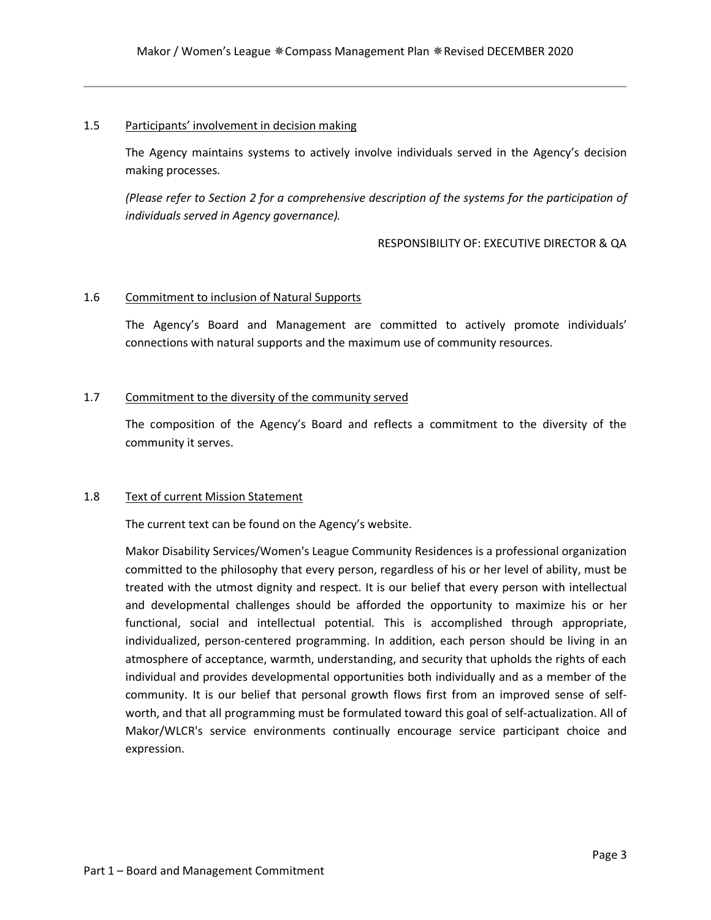### 1.5 Participants' involvement in decision making

The Agency maintains systems to actively involve individuals served in the Agency's decision making processes.

*(Please refer to Section 2 for a comprehensive description of the systems for the participation of individuals served in Agency governance).*

RESPONSIBILITY OF: EXECUTIVE DIRECTOR & QA

### 1.6 Commitment to inclusion of Natural Supports

The Agency's Board and Management are committed to actively promote individuals' connections with natural supports and the maximum use of community resources.

### 1.7 Commitment to the diversity of the community served

The composition of the Agency's Board and reflects a commitment to the diversity of the community it serves.

### 1.8 Text of current Mission Statement

The current text can be found on the Agency's website.

Makor Disability Services/Women's League Community Residences is a professional organization committed to the philosophy that every person, regardless of his or her level of ability, must be treated with the utmost dignity and respect. It is our belief that every person with intellectual and developmental challenges should be afforded the opportunity to maximize his or her functional, social and intellectual potential. This is accomplished through appropriate, individualized, person-centered programming. In addition, each person should be living in an atmosphere of acceptance, warmth, understanding, and security that upholds the rights of each individual and provides developmental opportunities both individually and as a member of the community. It is our belief that personal growth flows first from an improved sense of self-worth, and that all programming must be formulated toward this goal of self-actualization. All of Makor/WLCR's service environments continually encourage service participant choice and expression.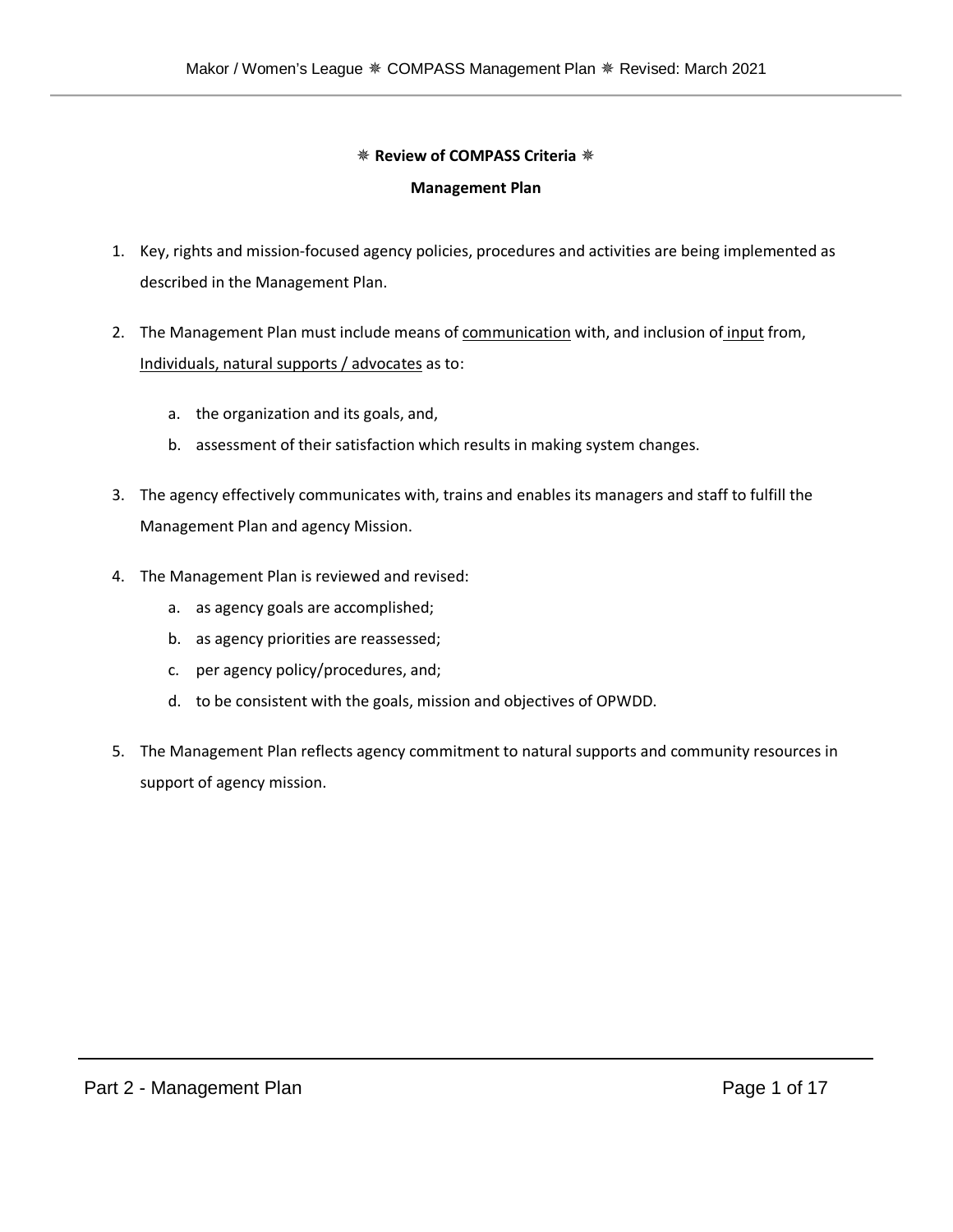**⁕ Review of COMPASS Criteria ⁕**

**Management Plan**

1. Key, rights and mission-focused agency policies, procedures and activities are being implemented as described in the Management Plan.

2. The Management Plan must include means of <u>communication</u> with, and inclusion of <u>input</u> from, <u>Individuals, natural supports / advocates</u> as to:

    a. the organization and its goals, and,

    b. assessment of their satisfaction which results in making system changes.

3. The agency effectively communicates with, trains and enables its managers and staff to fulfill the Management Plan and agency Mission.

4. The Management Plan is reviewed and revised:

    a. as agency goals are accomplished;

    b. as agency priorities are reassessed;

    c. per agency policy/procedures, and;

    d. to be consistent with the goals, mission and objectives of OPWDD.

5. The Management Plan reflects agency commitment to natural supports and community resources in support of agency mission.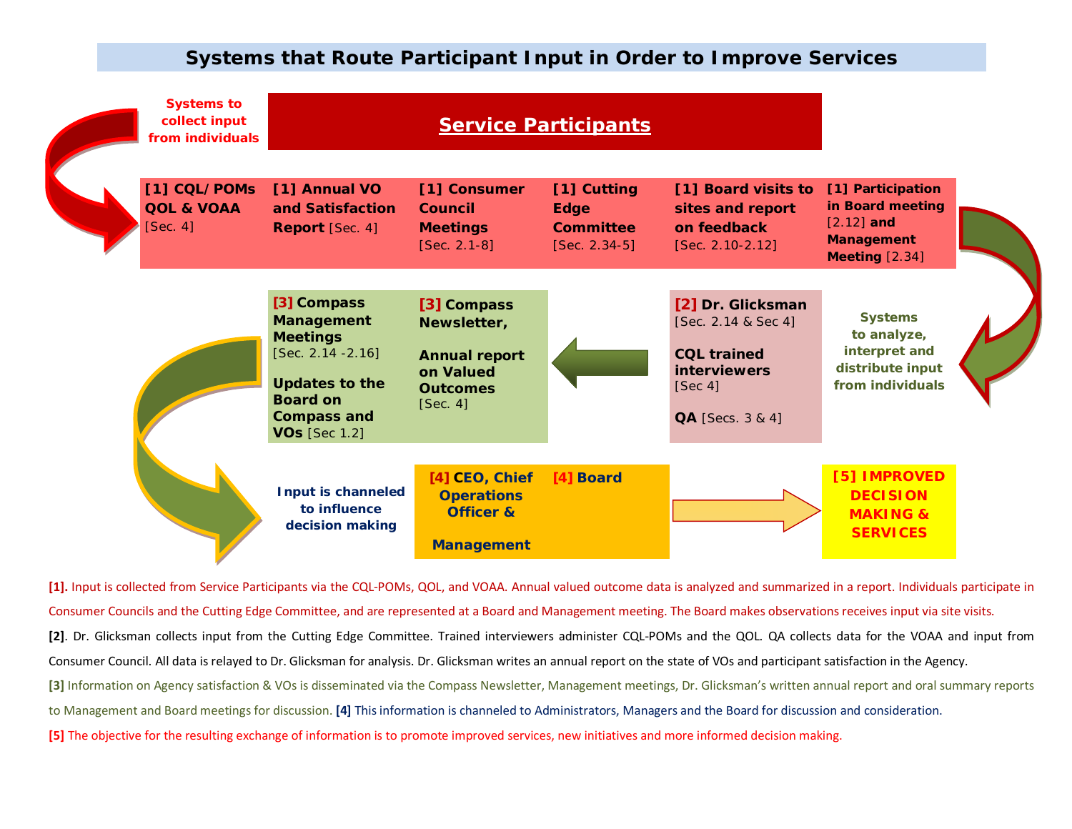# Systems that Route Participant Input in Order to Improve Services

**Systems to collect input from individuals**

**Service Participants**

**[1] CQL/POMs QOL & VOAA** [Sec. 4]

**[1] Annual VO and Satisfaction Report** [Sec. 4]

**[1] Consumer Council Meetings** [Sec. 2.1-8]

**[1] Cutting Edge Committee** [Sec. 2.34-5]

**[1] Board visits to sites and report on feedback** [Sec. 2.10-2.12]

**[1] Participation in Board meeting** [2.12] **and Management Meeting** [2.34]

**Systems to analyze, interpret and distribute input from individuals**

**[2] Dr. Glicksman** [Sec. 2.14 & Sec 4]

**CQL trained interviewers** [Sec 4]

**QA** [Secs. 3 & 4]

**[3] Compass Management Meetings** [Sec. 2.14 -2.16]

**Updates to the Board on Compass and VOs** [Sec 1.2]

**[3] Compass Newsletter,**

**Annual report on Valued Outcomes** [Sec. 4]

**Input is channeled to influence decision making**

**[4] CEO, Chief Operations Officer & Management**

**[4] Board**

**[5] IMPROVED DECISION MAKING & SERVICES**

**[1].** Input is collected from Service Participants via the CQL-POMs, QOL, and VOAA. Annual valued outcome data is analyzed and summarized in a report. Individuals participate in Consumer Councils and the Cutting Edge Committee, and are represented at a Board and Management meeting. The Board makes observations receives input via site visits.

**[2]**. Dr. Glicksman collects input from the Cutting Edge Committee. Trained interviewers administer CQL-POMs and the QOL. QA collects data for the VOAA and input from Consumer Council. All data is relayed to Dr. Glicksman for analysis. Dr. Glicksman writes an annual report on the state of VOs and participant satisfaction in the Agency.

**[3]** Information on Agency satisfaction & VOs is disseminated via the Compass Newsletter, Management meetings, Dr. Glicksman's written annual report and oral summary reports to Management and Board meetings for discussion. **[4]** This information is channeled to Administrators, Managers and the Board for discussion and consideration.

**[5]** The objective for the resulting exchange of information is to promote improved services, new initiatives and more informed decision making.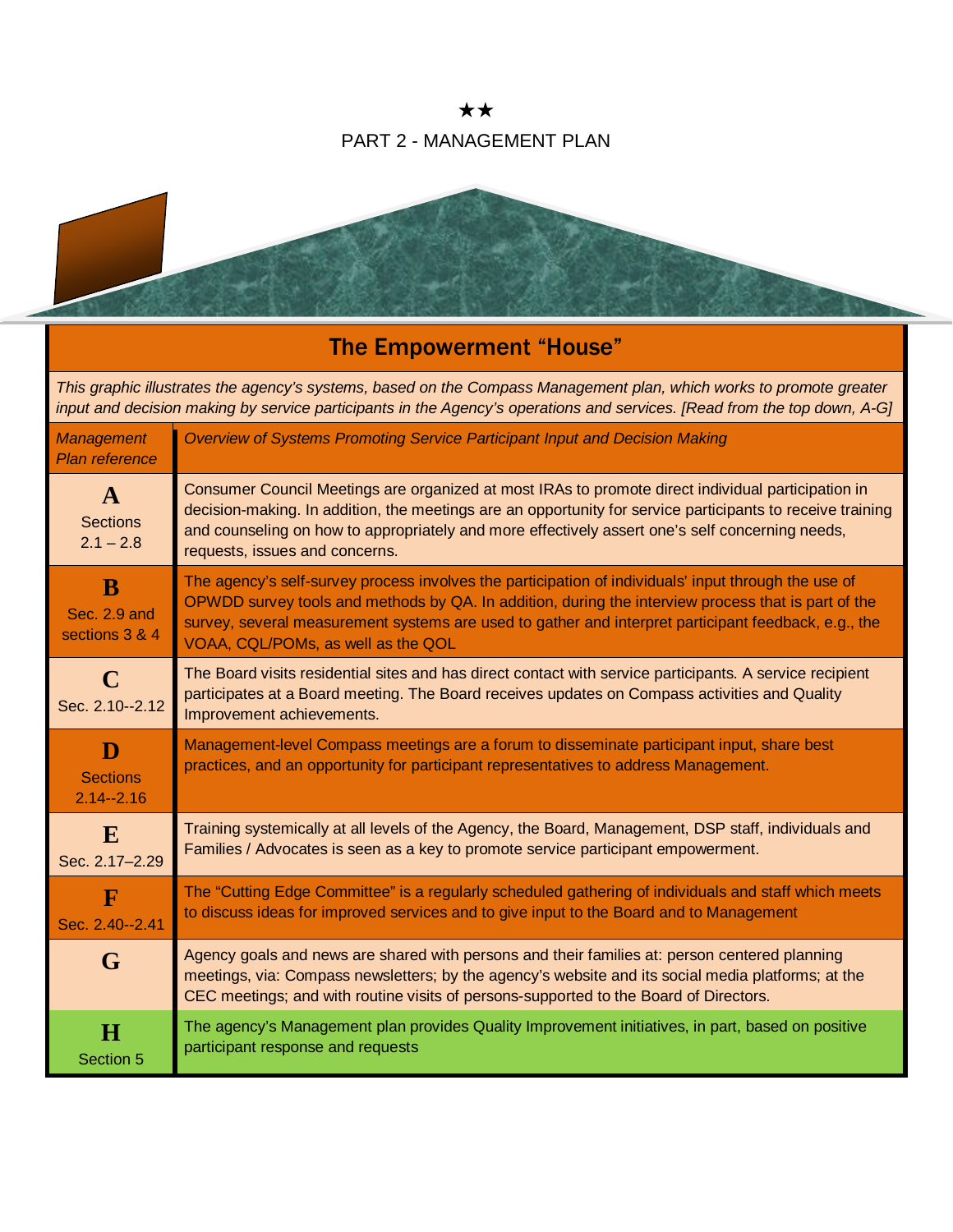★★

PART 2 - MANAGEMENT PLAN

## The Empowerment "House"

*This graphic illustrates the agency's systems, based on the Compass Management plan, which works to promote greater input and decision making by service participants in the Agency's operations and services. [Read from the top down, A-G]*

| *Management Plan reference* | *Overview of Systems Promoting Service Participant Input and Decision Making* |
|---|---|
| **A** Sections 2.1 – 2.8 | Consumer Council Meetings are organized at most IRAs to promote direct individual participation in decision-making. In addition, the meetings are an opportunity for service participants to receive training and counseling on how to appropriately and more effectively assert one's self concerning needs, requests, issues and concerns. |
| **B** Sec. 2.9 and sections 3 & 4 | The agency's self-survey process involves the participation of individuals' input through the use of OPWDD survey tools and methods by QA. In addition, during the interview process that is part of the survey, several measurement systems are used to gather and interpret participant feedback, e.g., the VOAA, CQL/POMs, as well as the QOL |
| **C** Sec. 2.10--2.12 | The Board visits residential sites and has direct contact with service participants. A service recipient participates at a Board meeting. The Board receives updates on Compass activities and Quality Improvement achievements. |
| **D** Sections 2.14--2.16 | Management-level Compass meetings are a forum to disseminate participant input, share best practices, and an opportunity for participant representatives to address Management. |
| **E** Sec. 2.17–2.29 | Training systemically at all levels of the Agency, the Board, Management, DSP staff, individuals and Families / Advocates is seen as a key to promote service participant empowerment. |
| **F** Sec. 2.40--2.41 | The "Cutting Edge Committee" is a regularly scheduled gathering of individuals and staff which meets to discuss ideas for improved services and to give input to the Board and to Management |
| **G** | Agency goals and news are shared with persons and their families at: person centered planning meetings, via: Compass newsletters; by the agency's website and its social media platforms; at the CEC meetings; and with routine visits of persons-supported to the Board of Directors. |
| **H** Section 5 | The agency's Management plan provides Quality Improvement initiatives, in part, based on positive participant response and requests |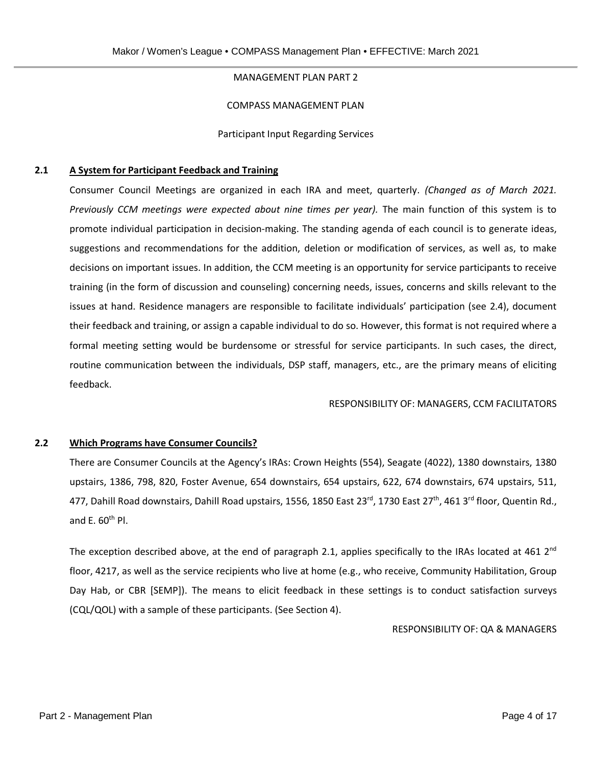MANAGEMENT PLAN PART 2

COMPASS MANAGEMENT PLAN

Participant Input Regarding Services

## 2.1 A System for Participant Feedback and Training

Consumer Council Meetings are organized in each IRA and meet, quarterly. *(Changed as of March 2021. Previously CCM meetings were expected about nine times per year).* The main function of this system is to promote individual participation in decision-making. The standing agenda of each council is to generate ideas, suggestions and recommendations for the addition, deletion or modification of services, as well as, to make decisions on important issues. In addition, the CCM meeting is an opportunity for service participants to receive training (in the form of discussion and counseling) concerning needs, issues, concerns and skills relevant to the issues at hand. Residence managers are responsible to facilitate individuals' participation (see 2.4), document their feedback and training, or assign a capable individual to do so. However, this format is not required where a formal meeting setting would be burdensome or stressful for service participants. In such cases, the direct, routine communication between the individuals, DSP staff, managers, etc., are the primary means of eliciting feedback.

RESPONSIBILITY OF: MANAGERS, CCM FACILITATORS

## 2.2 Which Programs have Consumer Councils?

There are Consumer Councils at the Agency's IRAs: Crown Heights (554), Seagate (4022), 1380 downstairs, 1380 upstairs, 1386, 798, 820, Foster Avenue, 654 downstairs, 654 upstairs, 622, 674 downstairs, 674 upstairs, 511, 477, Dahill Road downstairs, Dahill Road upstairs, 1556, 1850 East 23rd, 1730 East 27th, 461 3rd floor, Quentin Rd., and E. 60th Pl.

The exception described above, at the end of paragraph 2.1, applies specifically to the IRAs located at 461 2nd floor, 4217, as well as the service recipients who live at home (e.g., who receive, Community Habilitation, Group Day Hab, or CBR [SEMP]). The means to elicit feedback in these settings is to conduct satisfaction surveys (CQL/QOL) with a sample of these participants. (See Section 4).

RESPONSIBILITY OF: QA & MANAGERS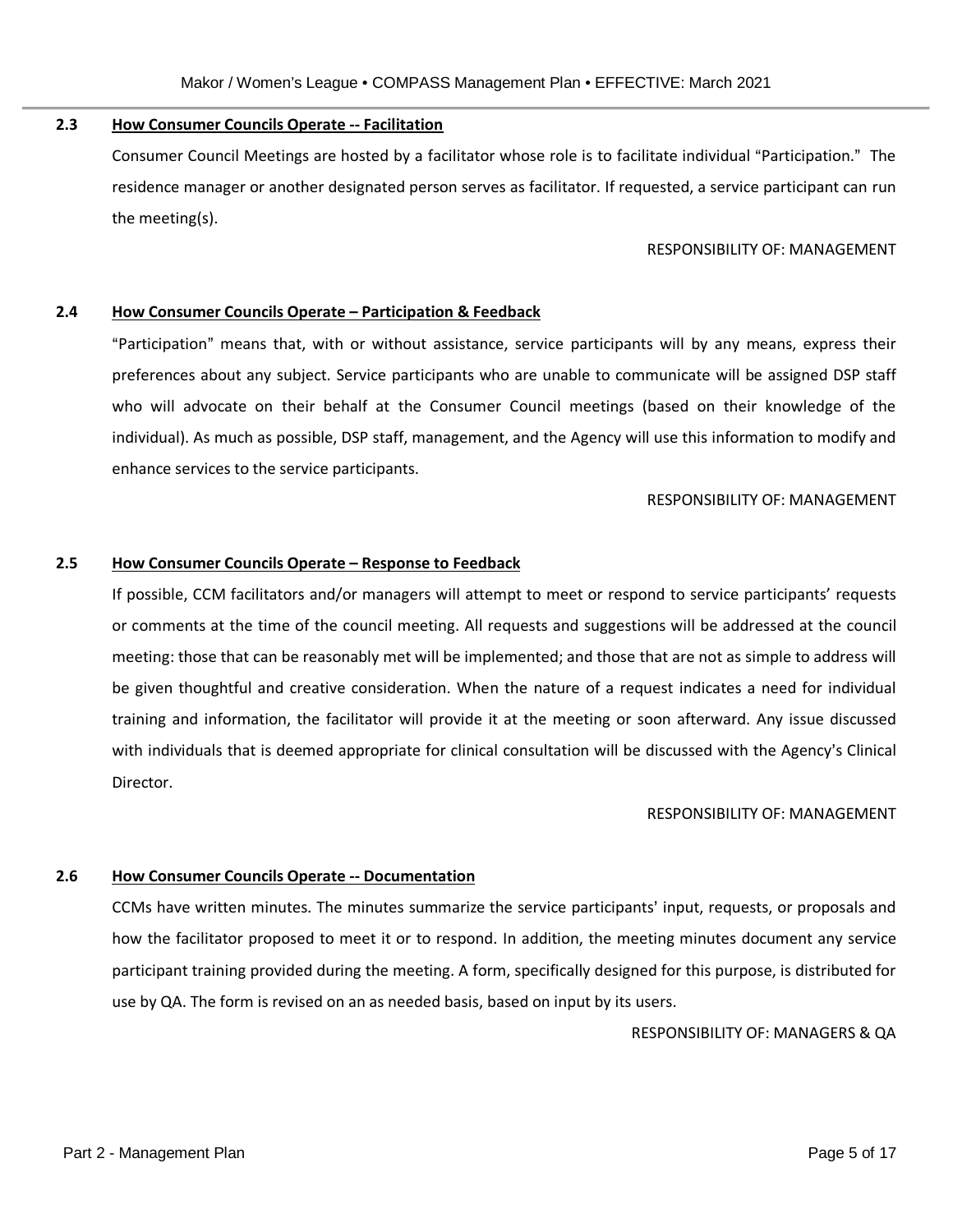### 2.3 How Consumer Councils Operate -- Facilitation

Consumer Council Meetings are hosted by a facilitator whose role is to facilitate individual "Participation." The residence manager or another designated person serves as facilitator. If requested, a service participant can run the meeting(s).

RESPONSIBILITY OF: MANAGEMENT

### 2.4 How Consumer Councils Operate – Participation & Feedback

"Participation" means that, with or without assistance, service participants will by any means, express their preferences about any subject. Service participants who are unable to communicate will be assigned DSP staff who will advocate on their behalf at the Consumer Council meetings (based on their knowledge of the individual). As much as possible, DSP staff, management, and the Agency will use this information to modify and enhance services to the service participants.

RESPONSIBILITY OF: MANAGEMENT

### 2.5 How Consumer Councils Operate – Response to Feedback

If possible, CCM facilitators and/or managers will attempt to meet or respond to service participants' requests or comments at the time of the council meeting. All requests and suggestions will be addressed at the council meeting: those that can be reasonably met will be implemented; and those that are not as simple to address will be given thoughtful and creative consideration. When the nature of a request indicates a need for individual training and information, the facilitator will provide it at the meeting or soon afterward. Any issue discussed with individuals that is deemed appropriate for clinical consultation will be discussed with the Agency's Clinical Director.

RESPONSIBILITY OF: MANAGEMENT

### 2.6 How Consumer Councils Operate -- Documentation

CCMs have written minutes. The minutes summarize the service participants' input, requests, or proposals and how the facilitator proposed to meet it or to respond. In addition, the meeting minutes document any service participant training provided during the meeting. A form, specifically designed for this purpose, is distributed for use by QA. The form is revised on an as needed basis, based on input by its users.

RESPONSIBILITY OF: MANAGERS & QA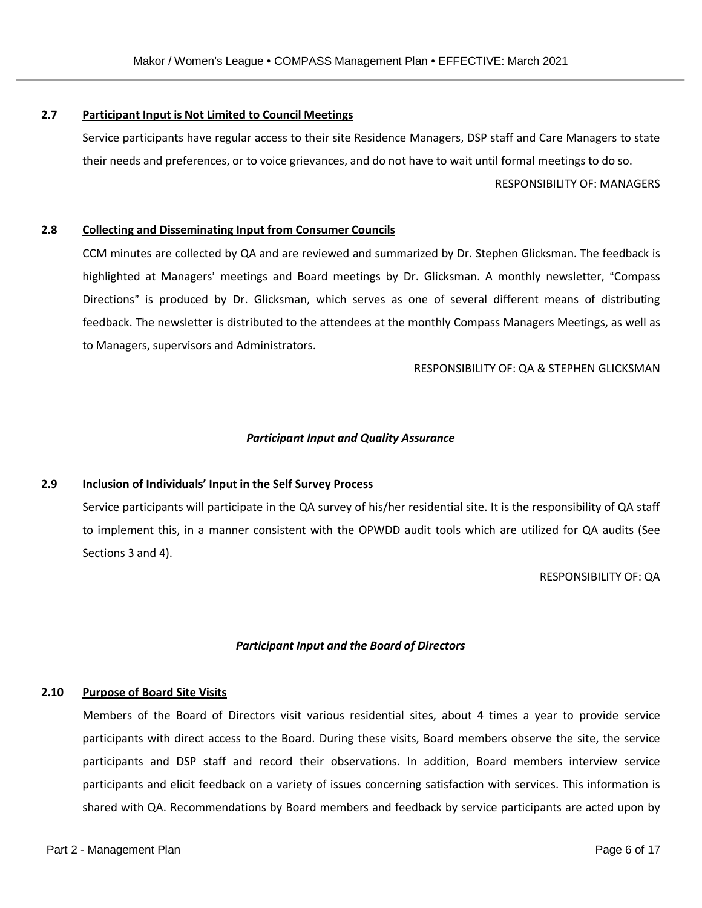### 2.7 Participant Input is Not Limited to Council Meetings

Service participants have regular access to their site Residence Managers, DSP staff and Care Managers to state their needs and preferences, or to voice grievances, and do not have to wait until formal meetings to do so.

RESPONSIBILITY OF: MANAGERS

### 2.8 Collecting and Disseminating Input from Consumer Councils

CCM minutes are collected by QA and are reviewed and summarized by Dr. Stephen Glicksman. The feedback is highlighted at Managers' meetings and Board meetings by Dr. Glicksman. A monthly newsletter, "Compass Directions" is produced by Dr. Glicksman, which serves as one of several different means of distributing feedback. The newsletter is distributed to the attendees at the monthly Compass Managers Meetings, as well as to Managers, supervisors and Administrators.

RESPONSIBILITY OF: QA & STEPHEN GLICKSMAN

***Participant Input and Quality Assurance***

### 2.9 Inclusion of Individuals' Input in the Self Survey Process

Service participants will participate in the QA survey of his/her residential site. It is the responsibility of QA staff to implement this, in a manner consistent with the OPWDD audit tools which are utilized for QA audits (See Sections 3 and 4).

RESPONSIBILITY OF: QA

***Participant Input and the Board of Directors***

### 2.10 Purpose of Board Site Visits

Members of the Board of Directors visit various residential sites, about 4 times a year to provide service participants with direct access to the Board. During these visits, Board members observe the site, the service participants and DSP staff and record their observations. In addition, Board members interview service participants and elicit feedback on a variety of issues concerning satisfaction with services. This information is shared with QA. Recommendations by Board members and feedback by service participants are acted upon by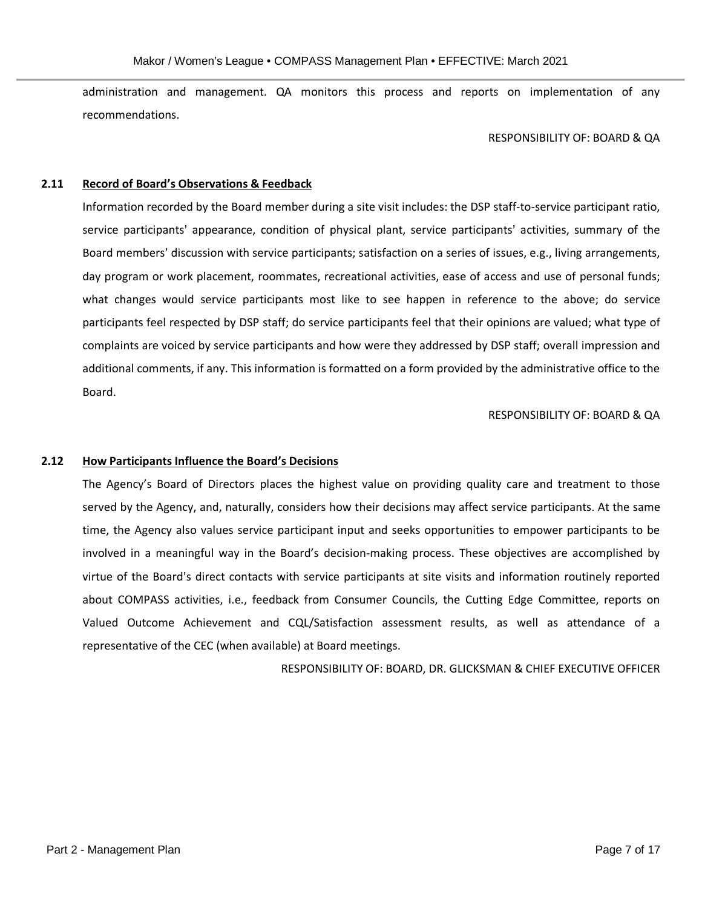administration and management. QA monitors this process and reports on implementation of any recommendations.

RESPONSIBILITY OF: BOARD & QA

### 2.11 Record of Board's Observations & Feedback

Information recorded by the Board member during a site visit includes: the DSP staff-to-service participant ratio, service participants' appearance, condition of physical plant, service participants' activities, summary of the Board members' discussion with service participants; satisfaction on a series of issues, e.g., living arrangements, day program or work placement, roommates, recreational activities, ease of access and use of personal funds; what changes would service participants most like to see happen in reference to the above; do service participants feel respected by DSP staff; do service participants feel that their opinions are valued; what type of complaints are voiced by service participants and how were they addressed by DSP staff; overall impression and additional comments, if any. This information is formatted on a form provided by the administrative office to the Board.

RESPONSIBILITY OF: BOARD & QA

### 2.12 How Participants Influence the Board's Decisions

The Agency's Board of Directors places the highest value on providing quality care and treatment to those served by the Agency, and, naturally, considers how their decisions may affect service participants. At the same time, the Agency also values service participant input and seeks opportunities to empower participants to be involved in a meaningful way in the Board's decision-making process. These objectives are accomplished by virtue of the Board's direct contacts with service participants at site visits and information routinely reported about COMPASS activities, i.e., feedback from Consumer Councils, the Cutting Edge Committee, reports on Valued Outcome Achievement and CQL/Satisfaction assessment results, as well as attendance of a representative of the CEC (when available) at Board meetings.

RESPONSIBILITY OF: BOARD, DR. GLICKSMAN & CHIEF EXECUTIVE OFFICER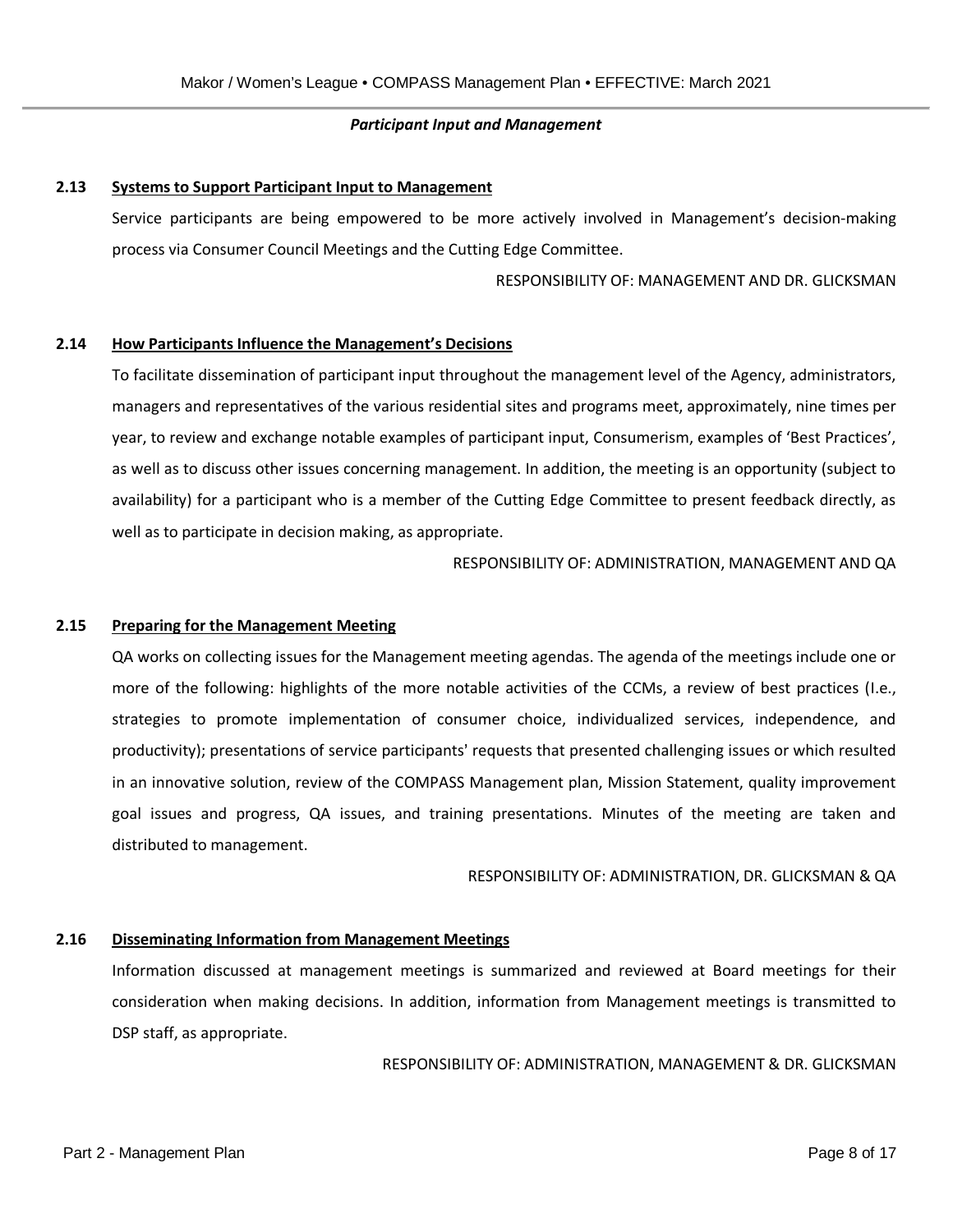***Participant Input and Management***

**2.13 <u>Systems to Support Participant Input to Management</u>**

Service participants are being empowered to be more actively involved in Management's decision-making process via Consumer Council Meetings and the Cutting Edge Committee.

RESPONSIBILITY OF: MANAGEMENT AND DR. GLICKSMAN

**2.14 <u>How Participants Influence the Management's Decisions</u>**

To facilitate dissemination of participant input throughout the management level of the Agency, administrators, managers and representatives of the various residential sites and programs meet, approximately, nine times per year, to review and exchange notable examples of participant input, Consumerism, examples of 'Best Practices', as well as to discuss other issues concerning management. In addition, the meeting is an opportunity (subject to availability) for a participant who is a member of the Cutting Edge Committee to present feedback directly, as well as to participate in decision making, as appropriate.

RESPONSIBILITY OF: ADMINISTRATION, MANAGEMENT AND QA

**2.15 <u>Preparing for the Management Meeting</u>**

QA works on collecting issues for the Management meeting agendas. The agenda of the meetings include one or more of the following: highlights of the more notable activities of the CCMs, a review of best practices (I.e., strategies to promote implementation of consumer choice, individualized services, independence, and productivity); presentations of service participants' requests that presented challenging issues or which resulted in an innovative solution, review of the COMPASS Management plan, Mission Statement, quality improvement goal issues and progress, QA issues, and training presentations. Minutes of the meeting are taken and distributed to management.

RESPONSIBILITY OF: ADMINISTRATION, DR. GLICKSMAN & QA

**2.16 <u>Disseminating Information from Management Meetings</u>**

Information discussed at management meetings is summarized and reviewed at Board meetings for their consideration when making decisions. In addition, information from Management meetings is transmitted to DSP staff, as appropriate.

RESPONSIBILITY OF: ADMINISTRATION, MANAGEMENT & DR. GLICKSMAN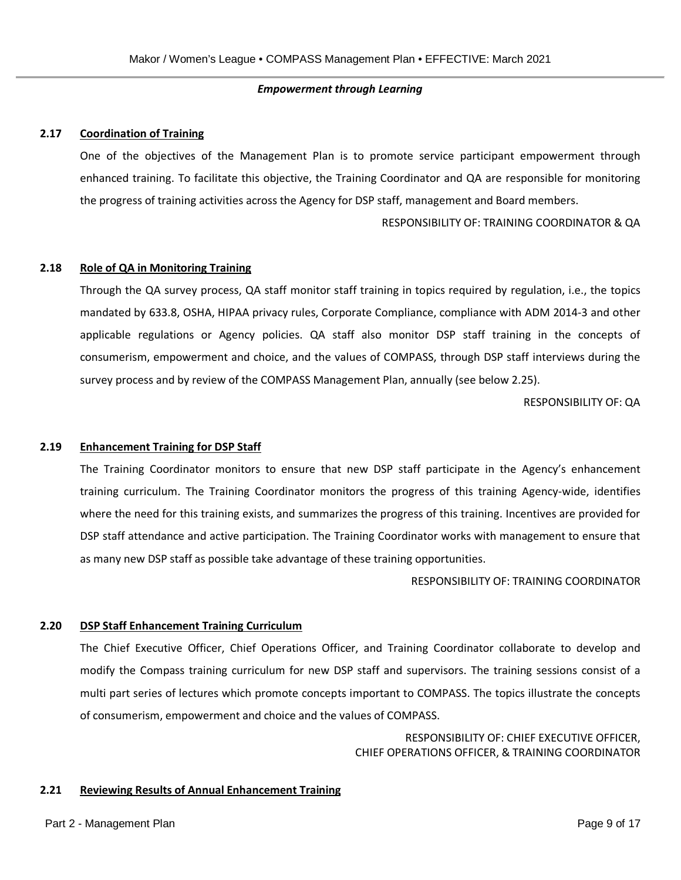***Empowerment through Learning***

**2.17 Coordination of Training**

One of the objectives of the Management Plan is to promote service participant empowerment through enhanced training. To facilitate this objective, the Training Coordinator and QA are responsible for monitoring the progress of training activities across the Agency for DSP staff, management and Board members.

RESPONSIBILITY OF: TRAINING COORDINATOR & QA

**2.18 Role of QA in Monitoring Training**

Through the QA survey process, QA staff monitor staff training in topics required by regulation, i.e., the topics mandated by 633.8, OSHA, HIPAA privacy rules, Corporate Compliance, compliance with ADM 2014-3 and other applicable regulations or Agency policies. QA staff also monitor DSP staff training in the concepts of consumerism, empowerment and choice, and the values of COMPASS, through DSP staff interviews during the survey process and by review of the COMPASS Management Plan, annually (see below 2.25).

RESPONSIBILITY OF: QA

**2.19 Enhancement Training for DSP Staff**

The Training Coordinator monitors to ensure that new DSP staff participate in the Agency's enhancement training curriculum. The Training Coordinator monitors the progress of this training Agency-wide, identifies where the need for this training exists, and summarizes the progress of this training. Incentives are provided for DSP staff attendance and active participation. The Training Coordinator works with management to ensure that as many new DSP staff as possible take advantage of these training opportunities.

RESPONSIBILITY OF: TRAINING COORDINATOR

**2.20 DSP Staff Enhancement Training Curriculum**

The Chief Executive Officer, Chief Operations Officer, and Training Coordinator collaborate to develop and modify the Compass training curriculum for new DSP staff and supervisors. The training sessions consist of a multi part series of lectures which promote concepts important to COMPASS. The topics illustrate the concepts of consumerism, empowerment and choice and the values of COMPASS.

RESPONSIBILITY OF: CHIEF EXECUTIVE OFFICER,
CHIEF OPERATIONS OFFICER, & TRAINING COORDINATOR

**2.21 Reviewing Results of Annual Enhancement Training**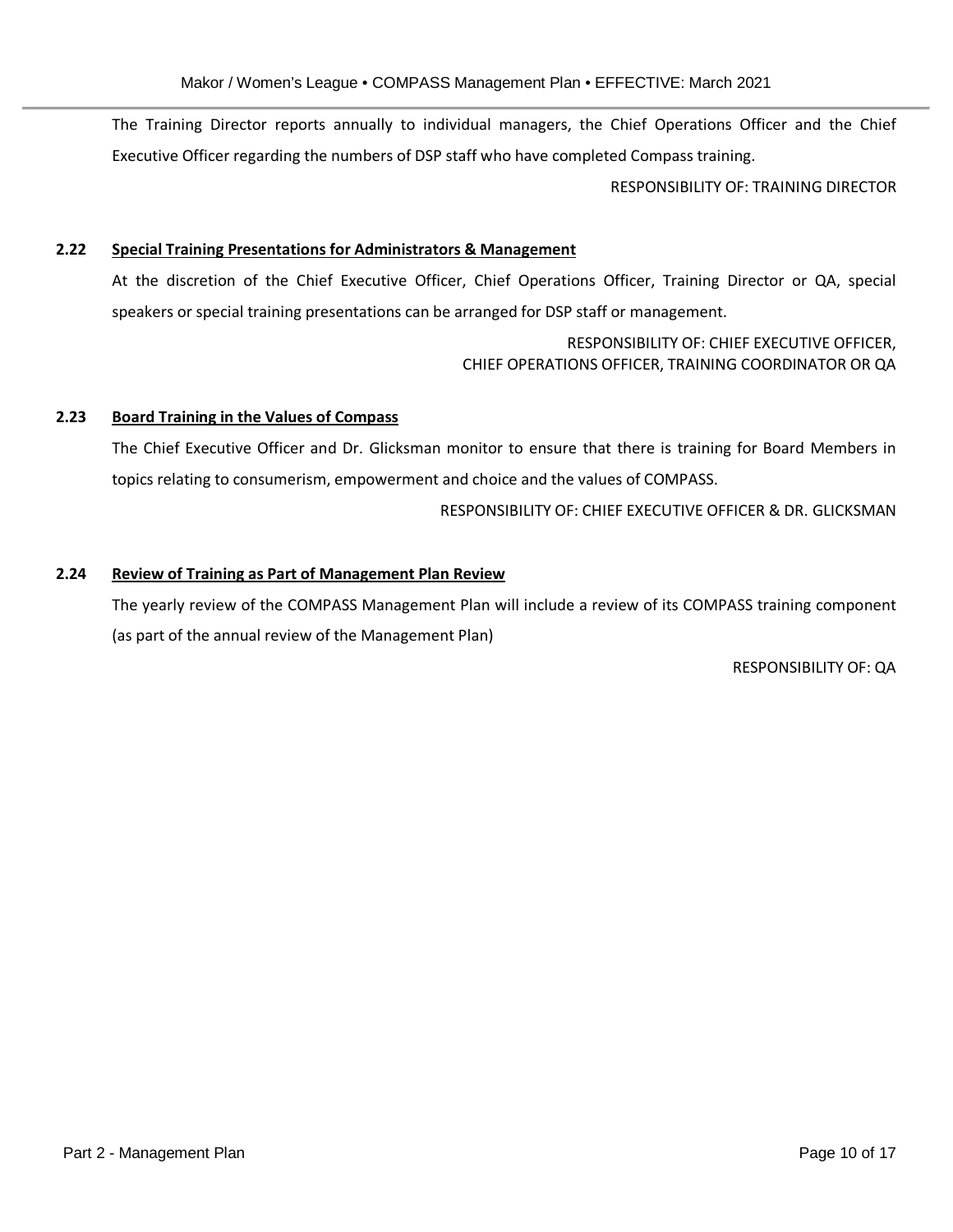The Training Director reports annually to individual managers, the Chief Operations Officer and the Chief Executive Officer regarding the numbers of DSP staff who have completed Compass training.

RESPONSIBILITY OF: TRAINING DIRECTOR

### 2.22 Special Training Presentations for Administrators & Management

At the discretion of the Chief Executive Officer, Chief Operations Officer, Training Director or QA, special speakers or special training presentations can be arranged for DSP staff or management.

RESPONSIBILITY OF: CHIEF EXECUTIVE OFFICER, CHIEF OPERATIONS OFFICER, TRAINING COORDINATOR OR QA

### 2.23 Board Training in the Values of Compass

The Chief Executive Officer and Dr. Glicksman monitor to ensure that there is training for Board Members in topics relating to consumerism, empowerment and choice and the values of COMPASS.

RESPONSIBILITY OF: CHIEF EXECUTIVE OFFICER & DR. GLICKSMAN

### 2.24 Review of Training as Part of Management Plan Review

The yearly review of the COMPASS Management Plan will include a review of its COMPASS training component (as part of the annual review of the Management Plan)

RESPONSIBILITY OF: QA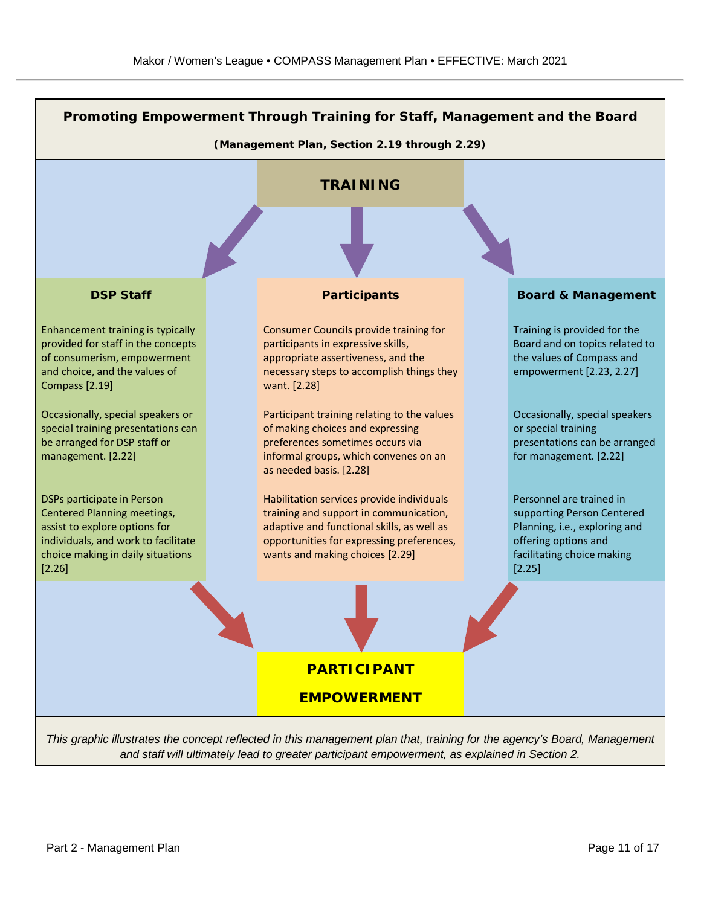## Promoting Empowerment Through Training for Staff, Management and the Board

**(Management Plan, Section 2.19 through 2.29)**

### TRAINING

#### DSP Staff

Enhancement training is typically provided for staff in the concepts of consumerism, empowerment and choice, and the values of Compass [2.19]

Occasionally, special speakers or special training presentations can be arranged for DSP staff or management. [2.22]

DSPs participate in Person Centered Planning meetings, assist to explore options for individuals, and work to facilitate choice making in daily situations [2.26]

#### Participants

Consumer Councils provide training for participants in expressive skills, appropriate assertiveness, and the necessary steps to accomplish things they want. [2.28]

Participant training relating to the values of making choices and expressing preferences sometimes occurs via informal groups, which convenes on an as needed basis. [2.28]

Habilitation services provide individuals training and support in communication, adaptive and functional skills, as well as opportunities for expressing preferences, wants and making choices [2.29]

#### Board & Management

Training is provided for the Board and on topics related to the values of Compass and empowerment [2.23, 2.27]

Occasionally, special speakers or special training presentations can be arranged for management. [2.22]

Personnel are trained in supporting Person Centered Planning, i.e., exploring and offering options and facilitating choice making [2.25]

### PARTICIPANT EMPOWERMENT

*This graphic illustrates the concept reflected in this management plan that, training for the agency's Board, Management and staff will ultimately lead to greater participant empowerment, as explained in Section 2.*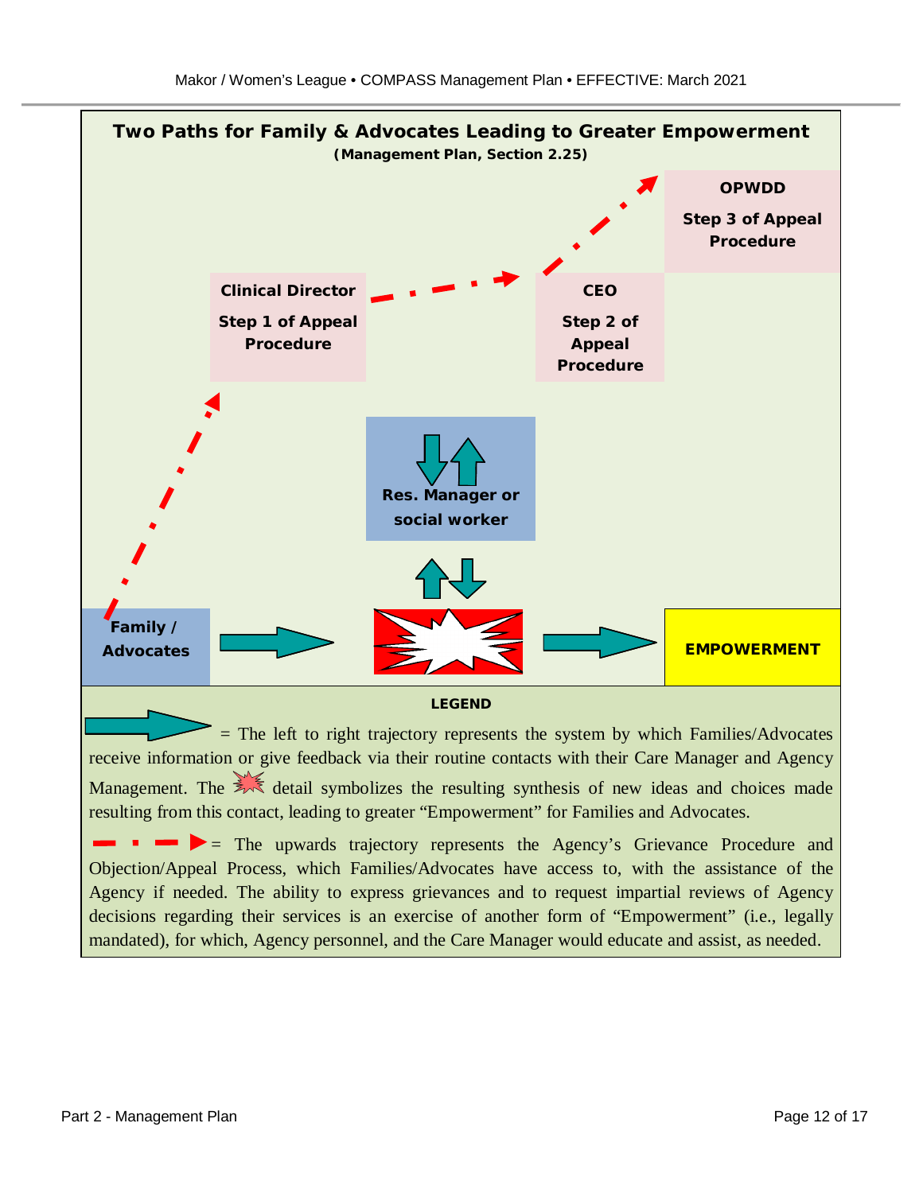## Two Paths for Family & Advocates Leading to Greater Empowerment

**(Management Plan, Section 2.25)**

**OPWDD**

**Step 3 of Appeal Procedure**

**Clinical Director**

**Step 1 of Appeal Procedure**

**CEO**

**Step 2 of Appeal Procedure**

**Res. Manager or social worker**

**Family / Advocates**

**EMPOWERMENT**

**LEGEND**

= The left to right trajectory represents the system by which Families/Advocates receive information or give feedback via their routine contacts with their Care Manager and Agency Management. The detail symbolizes the resulting synthesis of new ideas and choices made resulting from this contact, leading to greater "Empowerment" for Families and Advocates.

= The upwards trajectory represents the Agency's Grievance Procedure and Objection/Appeal Process, which Families/Advocates have access to, with the assistance of the Agency if needed. The ability to express grievances and to request impartial reviews of Agency decisions regarding their services is an exercise of another form of "Empowerment" (i.e., legally mandated), for which, Agency personnel, and the Care Manager would educate and assist, as needed.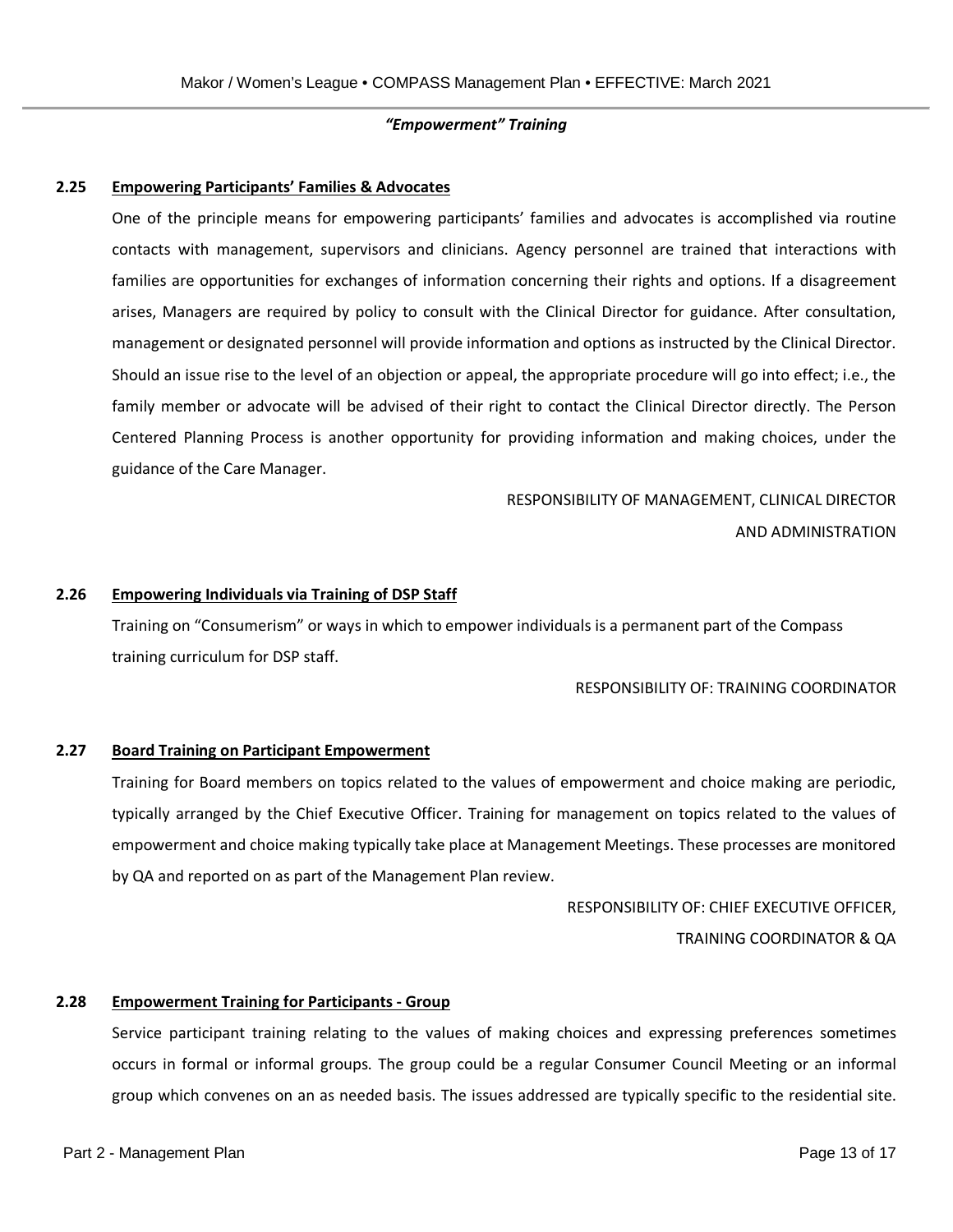***"Empowerment" Training***

**2.25 <u>Empowering Participants' Families & Advocates</u>**

One of the principle means for empowering participants' families and advocates is accomplished via routine contacts with management, supervisors and clinicians. Agency personnel are trained that interactions with families are opportunities for exchanges of information concerning their rights and options. If a disagreement arises, Managers are required by policy to consult with the Clinical Director for guidance. After consultation, management or designated personnel will provide information and options as instructed by the Clinical Director. Should an issue rise to the level of an objection or appeal, the appropriate procedure will go into effect; i.e., the family member or advocate will be advised of their right to contact the Clinical Director directly. The Person Centered Planning Process is another opportunity for providing information and making choices, under the guidance of the Care Manager.

RESPONSIBILITY OF MANAGEMENT, CLINICAL DIRECTOR AND ADMINISTRATION

**2.26 <u>Empowering Individuals via Training of DSP Staff</u>**

Training on "Consumerism" or ways in which to empower individuals is a permanent part of the Compass training curriculum for DSP staff.

RESPONSIBILITY OF: TRAINING COORDINATOR

**2.27 <u>Board Training on Participant Empowerment</u>**

Training for Board members on topics related to the values of empowerment and choice making are periodic, typically arranged by the Chief Executive Officer. Training for management on topics related to the values of empowerment and choice making typically take place at Management Meetings. These processes are monitored by QA and reported on as part of the Management Plan review.

RESPONSIBILITY OF: CHIEF EXECUTIVE OFFICER, TRAINING COORDINATOR & QA

**2.28 <u>Empowerment Training for Participants - Group</u>**

Service participant training relating to the values of making choices and expressing preferences sometimes occurs in formal or informal groups. The group could be a regular Consumer Council Meeting or an informal group which convenes on an as needed basis. The issues addressed are typically specific to the residential site.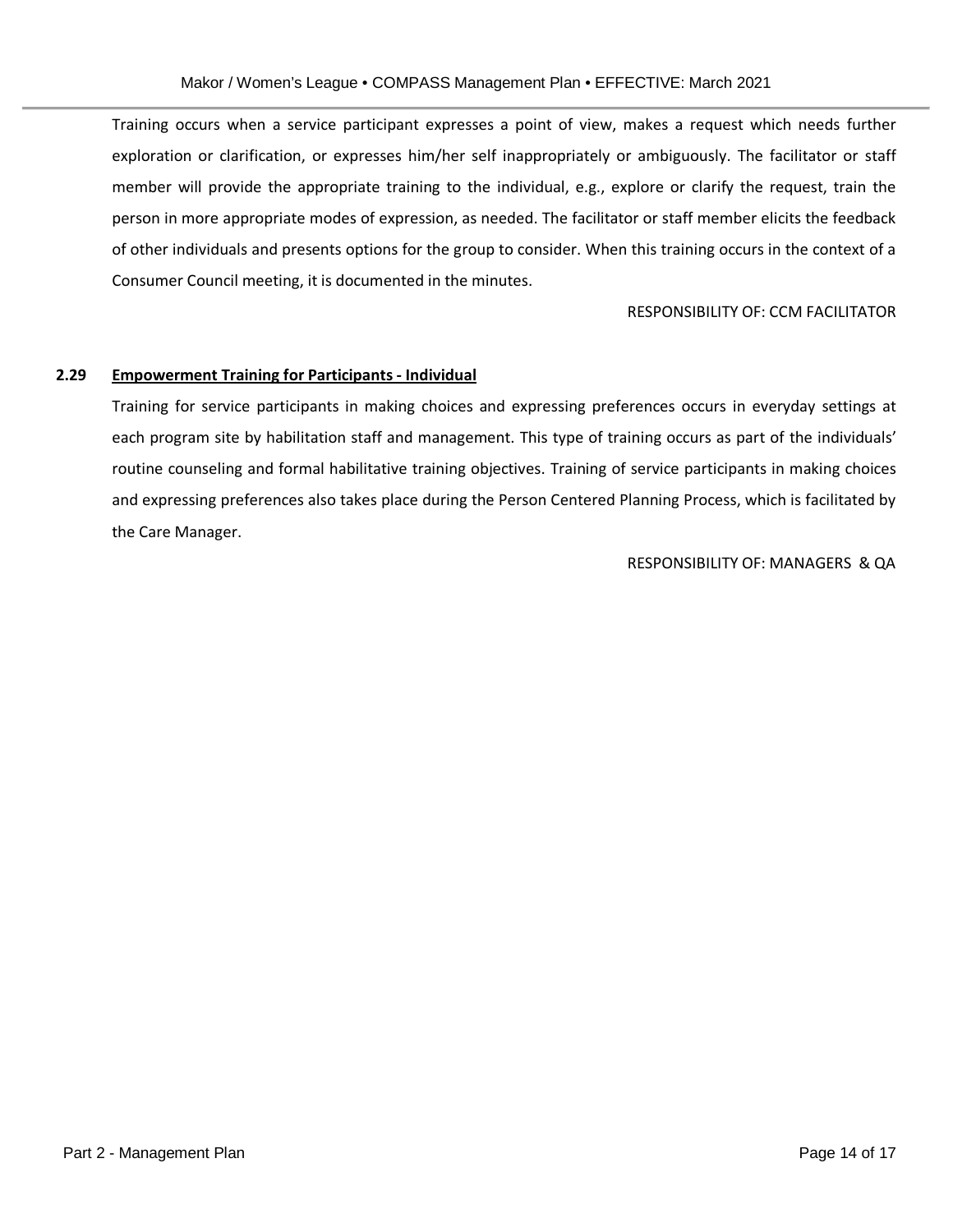Training occurs when a service participant expresses a point of view, makes a request which needs further exploration or clarification, or expresses him/her self inappropriately or ambiguously. The facilitator or staff member will provide the appropriate training to the individual, e.g., explore or clarify the request, train the person in more appropriate modes of expression, as needed. The facilitator or staff member elicits the feedback of other individuals and presents options for the group to consider. When this training occurs in the context of a Consumer Council meeting, it is documented in the minutes.

RESPONSIBILITY OF: CCM FACILITATOR

**2.29 Empowerment Training for Participants - Individual**

Training for service participants in making choices and expressing preferences occurs in everyday settings at each program site by habilitation staff and management. This type of training occurs as part of the individuals' routine counseling and formal habilitative training objectives. Training of service participants in making choices and expressing preferences also takes place during the Person Centered Planning Process, which is facilitated by the Care Manager.

RESPONSIBILITY OF: MANAGERS & QA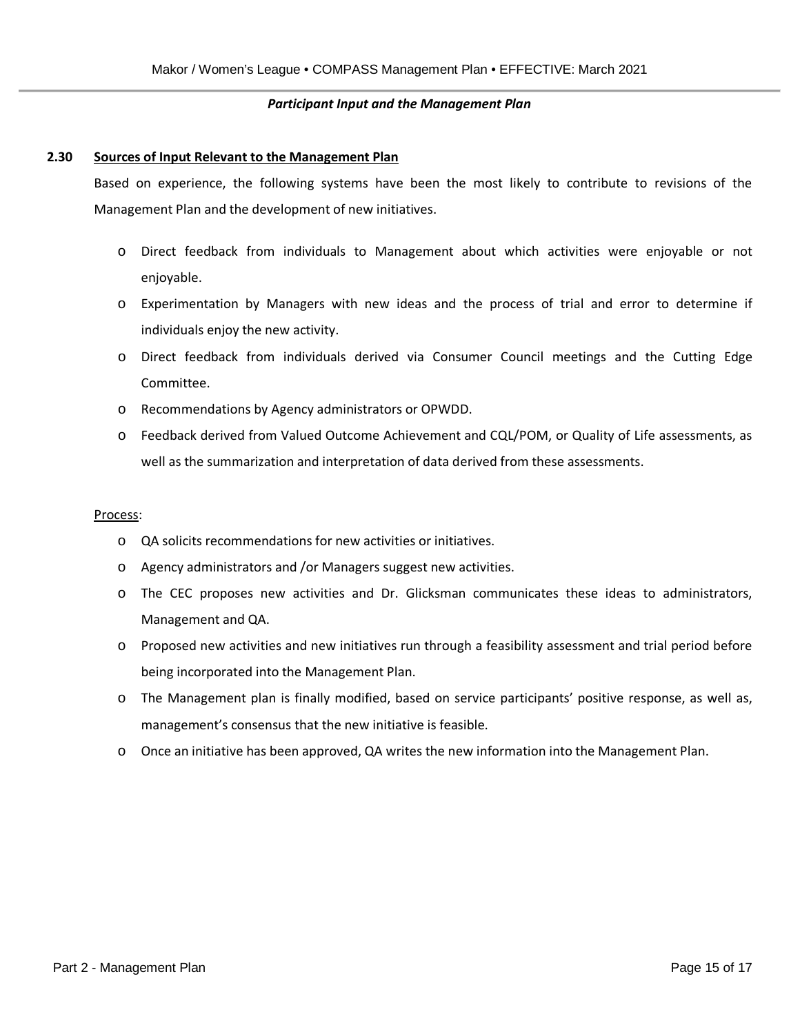***Participant Input and the Management Plan***

**2.30 <u>Sources of Input Relevant to the Management Plan</u>**

Based on experience, the following systems have been the most likely to contribute to revisions of the Management Plan and the development of new initiatives.

- Direct feedback from individuals to Management about which activities were enjoyable or not enjoyable.
- Experimentation by Managers with new ideas and the process of trial and error to determine if individuals enjoy the new activity.
- Direct feedback from individuals derived via Consumer Council meetings and the Cutting Edge Committee.
- Recommendations by Agency administrators or OPWDD.
- Feedback derived from Valued Outcome Achievement and CQL/POM, or Quality of Life assessments, as well as the summarization and interpretation of data derived from these assessments.

<u>Process</u>:

- QA solicits recommendations for new activities or initiatives.
- Agency administrators and /or Managers suggest new activities.
- The CEC proposes new activities and Dr. Glicksman communicates these ideas to administrators, Management and QA.
- Proposed new activities and new initiatives run through a feasibility assessment and trial period before being incorporated into the Management Plan.
- The Management plan is finally modified, based on service participants' positive response, as well as, management's consensus that the new initiative is feasible.
- Once an initiative has been approved, QA writes the new information into the Management Plan.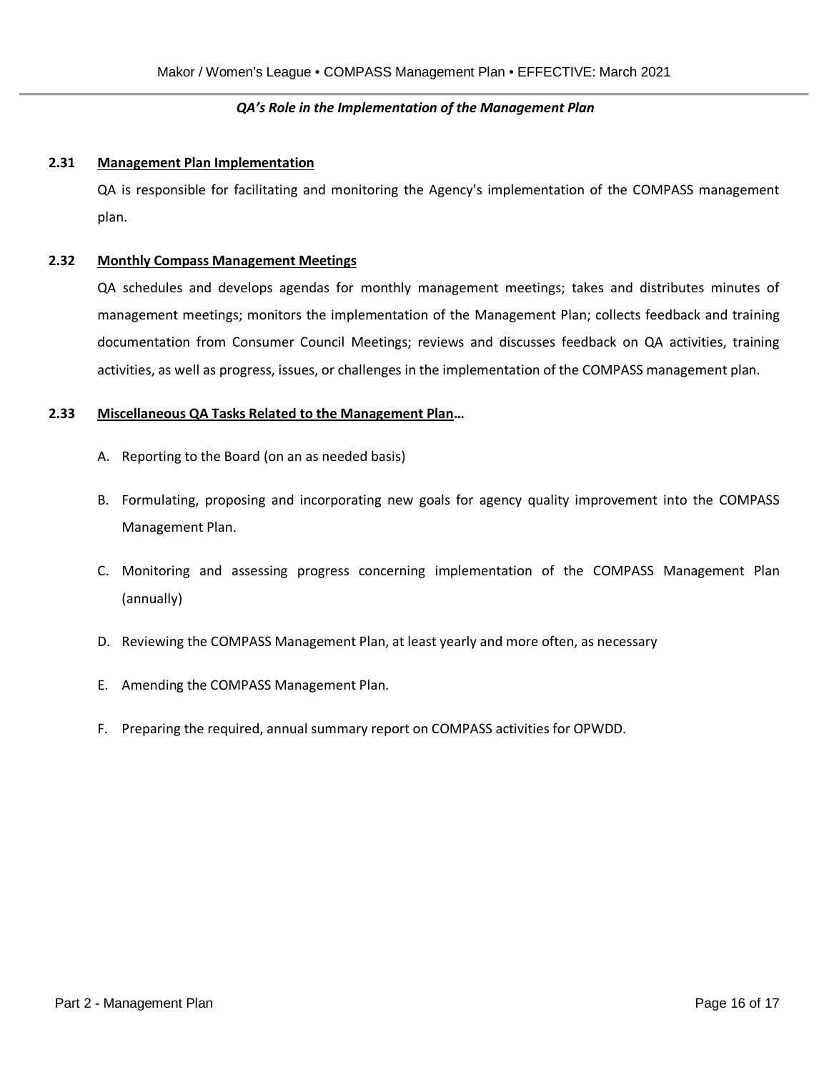***QA's Role in the Implementation of the Management Plan***

**2.31 <u>Management Plan Implementation</u>**

QA is responsible for facilitating and monitoring the Agency's implementation of the COMPASS management plan.

**2.32 <u>Monthly Compass Management Meetings</u>**

QA schedules and develops agendas for monthly management meetings; takes and distributes minutes of management meetings; monitors the implementation of the Management Plan; collects feedback and training documentation from Consumer Council Meetings; reviews and discusses feedback on QA activities, training activities, as well as progress, issues, or challenges in the implementation of the COMPASS management plan.

**2.33 <u>Miscellaneous QA Tasks Related to the Management Plan</u>…**

A. Reporting to the Board (on an as needed basis)

B. Formulating, proposing and incorporating new goals for agency quality improvement into the COMPASS Management Plan.

C. Monitoring and assessing progress concerning implementation of the COMPASS Management Plan (annually)

D. Reviewing the COMPASS Management Plan, at least yearly and more often, as necessary

E. Amending the COMPASS Management Plan.

F. Preparing the required, annual summary report on COMPASS activities for OPWDD.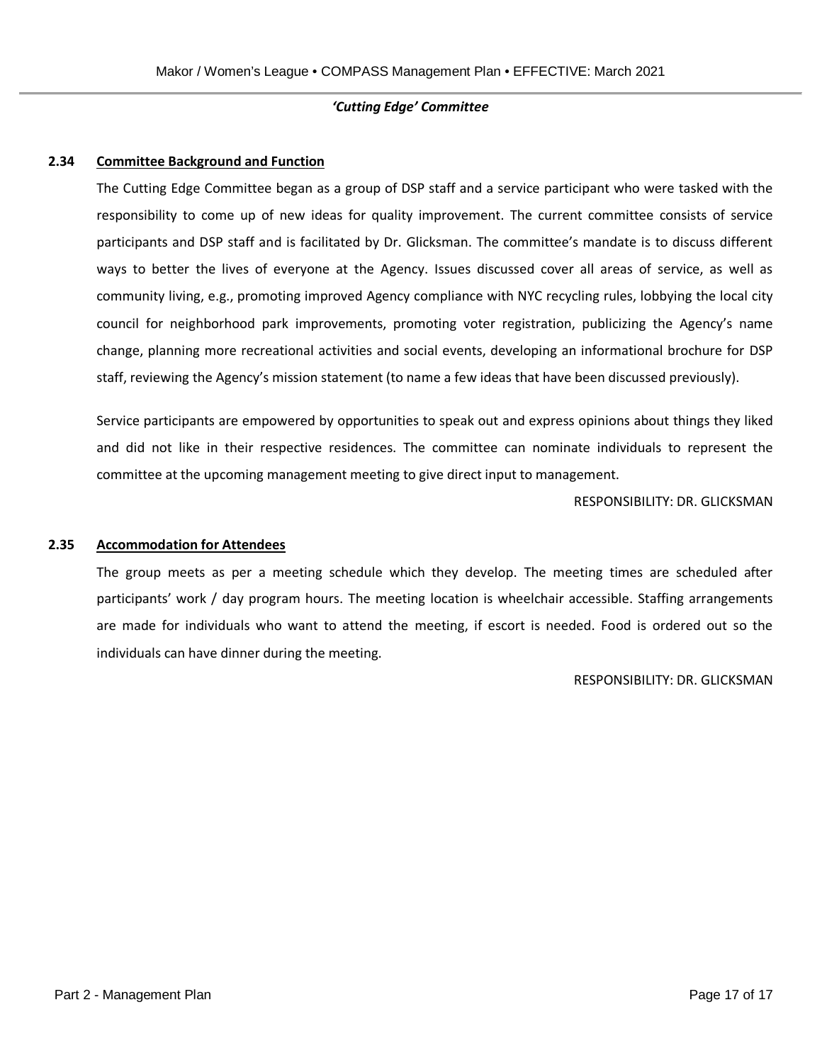***'Cutting Edge' Committee***

**2.34 Committee Background and Function**

The Cutting Edge Committee began as a group of DSP staff and a service participant who were tasked with the responsibility to come up of new ideas for quality improvement. The current committee consists of service participants and DSP staff and is facilitated by Dr. Glicksman. The committee's mandate is to discuss different ways to better the lives of everyone at the Agency. Issues discussed cover all areas of service, as well as community living, e.g., promoting improved Agency compliance with NYC recycling rules, lobbying the local city council for neighborhood park improvements, promoting voter registration, publicizing the Agency's name change, planning more recreational activities and social events, developing an informational brochure for DSP staff, reviewing the Agency's mission statement (to name a few ideas that have been discussed previously).

Service participants are empowered by opportunities to speak out and express opinions about things they liked and did not like in their respective residences. The committee can nominate individuals to represent the committee at the upcoming management meeting to give direct input to management.

RESPONSIBILITY: DR. GLICKSMAN

**2.35 Accommodation for Attendees**

The group meets as per a meeting schedule which they develop. The meeting times are scheduled after participants' work / day program hours. The meeting location is wheelchair accessible. Staffing arrangements are made for individuals who want to attend the meeting, if escort is needed. Food is ordered out so the individuals can have dinner during the meeting.

RESPONSIBILITY: DR. GLICKSMAN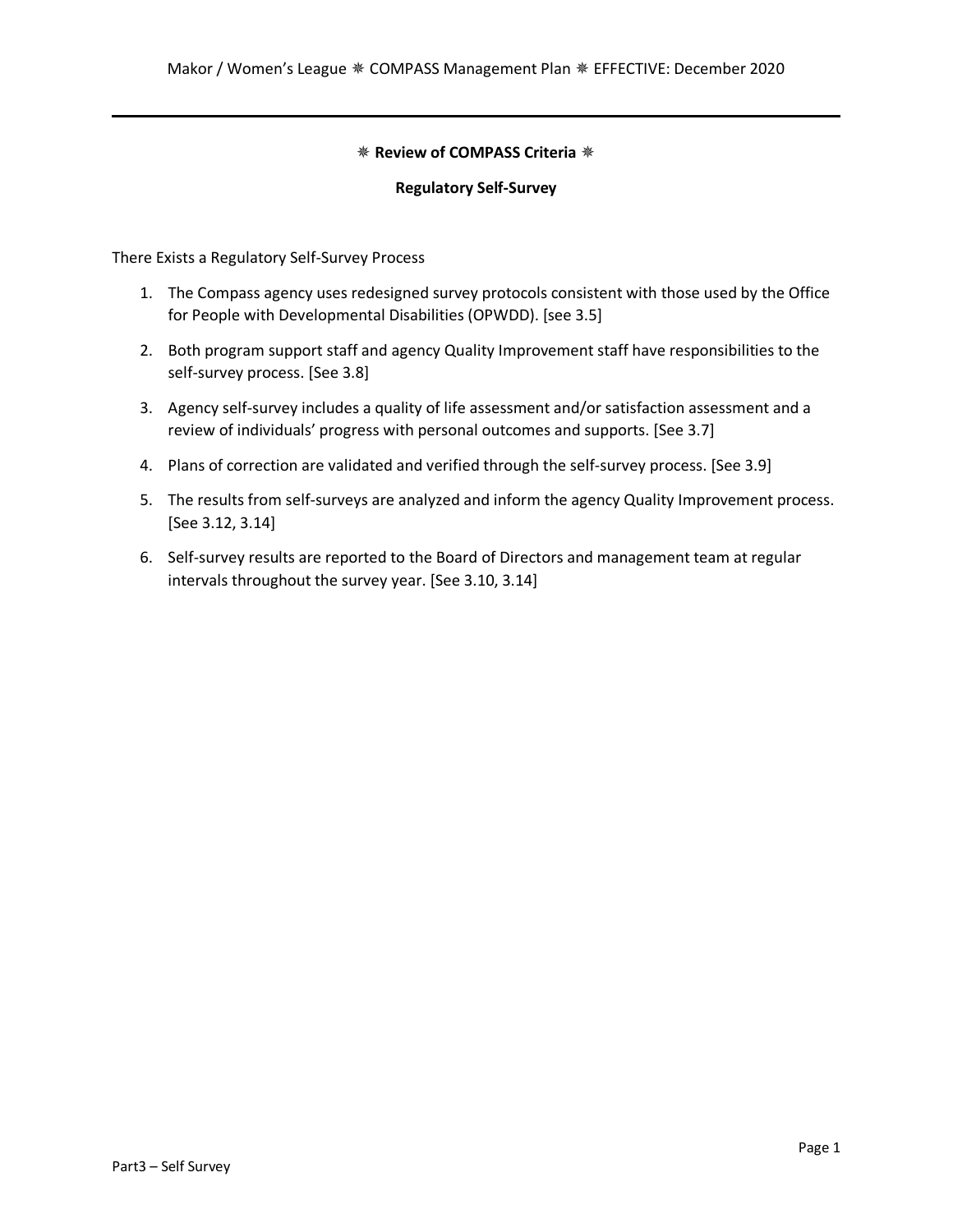## ⁕ Review of COMPASS Criteria ⁕

### Regulatory Self-Survey

There Exists a Regulatory Self-Survey Process

1. The Compass agency uses redesigned survey protocols consistent with those used by the Office for People with Developmental Disabilities (OPWDD). [see 3.5]
2. Both program support staff and agency Quality Improvement staff have responsibilities to the self-survey process. [See 3.8]
3. Agency self-survey includes a quality of life assessment and/or satisfaction assessment and a review of individuals' progress with personal outcomes and supports. [See 3.7]
4. Plans of correction are validated and verified through the self-survey process. [See 3.9]
5. The results from self-surveys are analyzed and inform the agency Quality Improvement process. [See 3.12, 3.14]
6. Self-survey results are reported to the Board of Directors and management team at regular intervals throughout the survey year. [See 3.10, 3.14]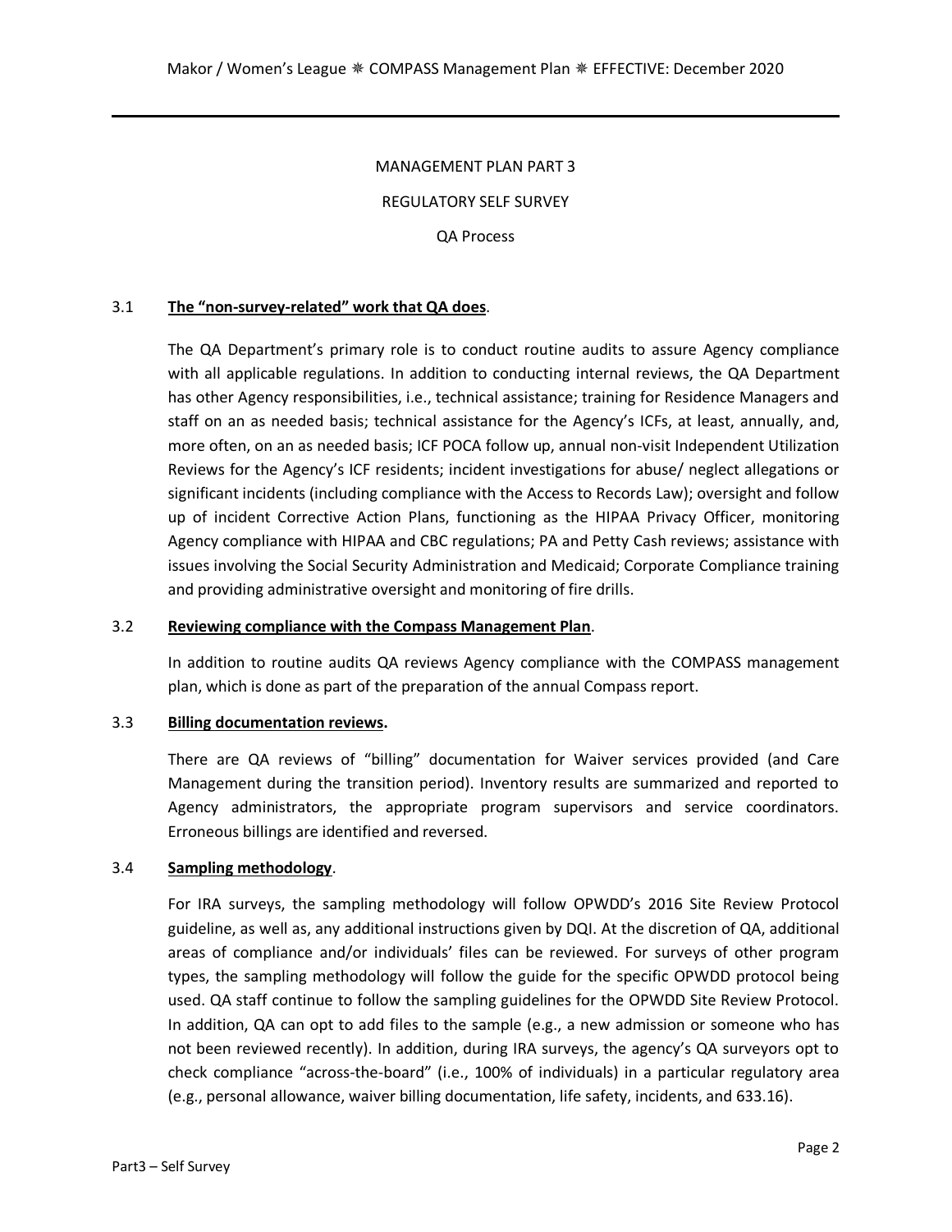MANAGEMENT PLAN PART 3

REGULATORY SELF SURVEY

QA Process

## 3.1 **The "non-survey-related" work that QA does**.

The QA Department's primary role is to conduct routine audits to assure Agency compliance with all applicable regulations. In addition to conducting internal reviews, the QA Department has other Agency responsibilities, i.e., technical assistance; training for Residence Managers and staff on an as needed basis; technical assistance for the Agency's ICFs, at least, annually, and, more often, on an as needed basis; ICF POCA follow up, annual non-visit Independent Utilization Reviews for the Agency's ICF residents; incident investigations for abuse/ neglect allegations or significant incidents (including compliance with the Access to Records Law); oversight and follow up of incident Corrective Action Plans, functioning as the HIPAA Privacy Officer, monitoring Agency compliance with HIPAA and CBC regulations; PA and Petty Cash reviews; assistance with issues involving the Social Security Administration and Medicaid; Corporate Compliance training and providing administrative oversight and monitoring of fire drills.

## 3.2 **Reviewing compliance with the Compass Management Plan**.

In addition to routine audits QA reviews Agency compliance with the COMPASS management plan, which is done as part of the preparation of the annual Compass report.

## 3.3 **Billing documentation reviews.**

There are QA reviews of "billing" documentation for Waiver services provided (and Care Management during the transition period). Inventory results are summarized and reported to Agency administrators, the appropriate program supervisors and service coordinators. Erroneous billings are identified and reversed.

## 3.4 **Sampling methodology**.

For IRA surveys, the sampling methodology will follow OPWDD's 2016 Site Review Protocol guideline, as well as, any additional instructions given by DQI. At the discretion of QA, additional areas of compliance and/or individuals' files can be reviewed. For surveys of other program types, the sampling methodology will follow the guide for the specific OPWDD protocol being used. QA staff continue to follow the sampling guidelines for the OPWDD Site Review Protocol. In addition, QA can opt to add files to the sample (e.g., a new admission or someone who has not been reviewed recently). In addition, during IRA surveys, the agency's QA surveyors opt to check compliance "across-the-board" (i.e., 100% of individuals) in a particular regulatory area (e.g., personal allowance, waiver billing documentation, life safety, incidents, and 633.16).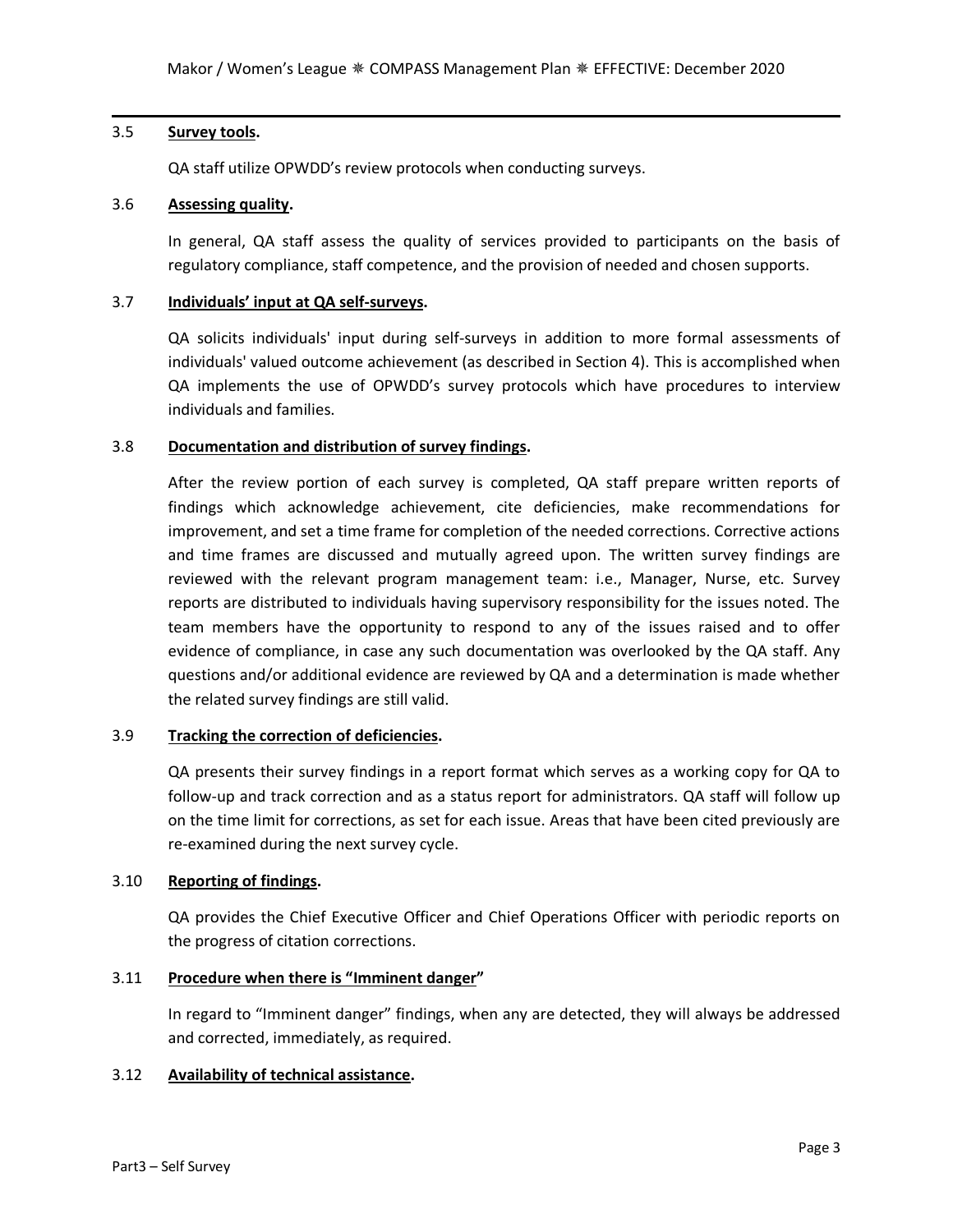### 3.5 **Survey tools.**

QA staff utilize OPWDD's review protocols when conducting surveys.

### 3.6 **Assessing quality.**

In general, QA staff assess the quality of services provided to participants on the basis of regulatory compliance, staff competence, and the provision of needed and chosen supports.

### 3.7 **Individuals' input at QA self-surveys.**

QA solicits individuals' input during self-surveys in addition to more formal assessments of individuals' valued outcome achievement (as described in Section 4). This is accomplished when QA implements the use of OPWDD's survey protocols which have procedures to interview individuals and families.

### 3.8 **Documentation and distribution of survey findings.**

After the review portion of each survey is completed, QA staff prepare written reports of findings which acknowledge achievement, cite deficiencies, make recommendations for improvement, and set a time frame for completion of the needed corrections. Corrective actions and time frames are discussed and mutually agreed upon. The written survey findings are reviewed with the relevant program management team: i.e., Manager, Nurse, etc. Survey reports are distributed to individuals having supervisory responsibility for the issues noted. The team members have the opportunity to respond to any of the issues raised and to offer evidence of compliance, in case any such documentation was overlooked by the QA staff. Any questions and/or additional evidence are reviewed by QA and a determination is made whether the related survey findings are still valid.

### 3.9 **Tracking the correction of deficiencies.**

QA presents their survey findings in a report format which serves as a working copy for QA to follow-up and track correction and as a status report for administrators. QA staff will follow up on the time limit for corrections, as set for each issue. Areas that have been cited previously are re-examined during the next survey cycle.

### 3.10 **Reporting of findings.**

QA provides the Chief Executive Officer and Chief Operations Officer with periodic reports on the progress of citation corrections.

### 3.11 **Procedure when there is "Imminent danger"**

In regard to "Imminent danger" findings, when any are detected, they will always be addressed and corrected, immediately, as required.

### 3.12 **Availability of technical assistance.**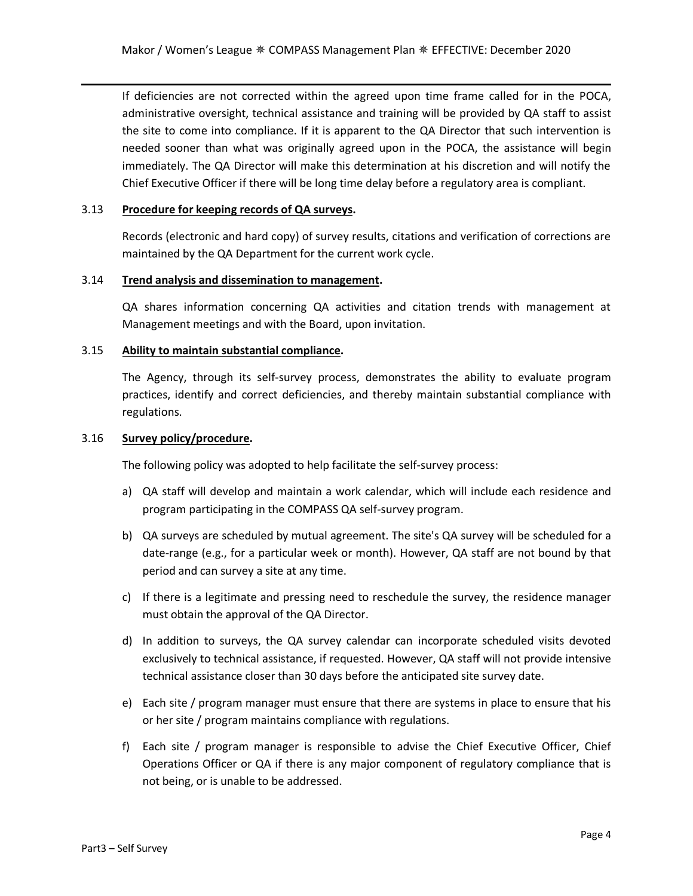If deficiencies are not corrected within the agreed upon time frame called for in the POCA, administrative oversight, technical assistance and training will be provided by QA staff to assist the site to come into compliance. If it is apparent to the QA Director that such intervention is needed sooner than what was originally agreed upon in the POCA, the assistance will begin immediately. The QA Director will make this determination at his discretion and will notify the Chief Executive Officer if there will be long time delay before a regulatory area is compliant.

3.13 **Procedure for keeping records of QA surveys.**

Records (electronic and hard copy) of survey results, citations and verification of corrections are maintained by the QA Department for the current work cycle.

3.14 **Trend analysis and dissemination to management.**

QA shares information concerning QA activities and citation trends with management at Management meetings and with the Board, upon invitation.

3.15 **Ability to maintain substantial compliance.**

The Agency, through its self-survey process, demonstrates the ability to evaluate program practices, identify and correct deficiencies, and thereby maintain substantial compliance with regulations.

3.16 **Survey policy/procedure.**

The following policy was adopted to help facilitate the self-survey process:

a) QA staff will develop and maintain a work calendar, which will include each residence and program participating in the COMPASS QA self-survey program.

b) QA surveys are scheduled by mutual agreement. The site's QA survey will be scheduled for a date-range (e.g., for a particular week or month). However, QA staff are not bound by that period and can survey a site at any time.

c) If there is a legitimate and pressing need to reschedule the survey, the residence manager must obtain the approval of the QA Director.

d) In addition to surveys, the QA survey calendar can incorporate scheduled visits devoted exclusively to technical assistance, if requested. However, QA staff will not provide intensive technical assistance closer than 30 days before the anticipated site survey date.

e) Each site / program manager must ensure that there are systems in place to ensure that his or her site / program maintains compliance with regulations.

f) Each site / program manager is responsible to advise the Chief Executive Officer, Chief Operations Officer or QA if there is any major component of regulatory compliance that is not being, or is unable to be addressed.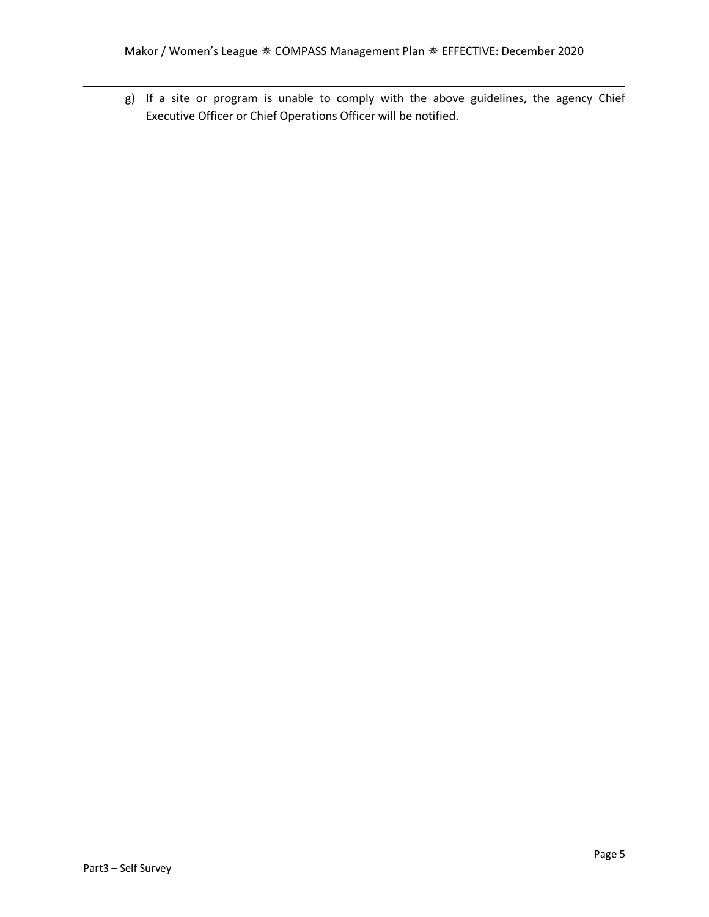g) If a site or program is unable to comply with the above guidelines, the agency Chief Executive Officer or Chief Operations Officer will be notified.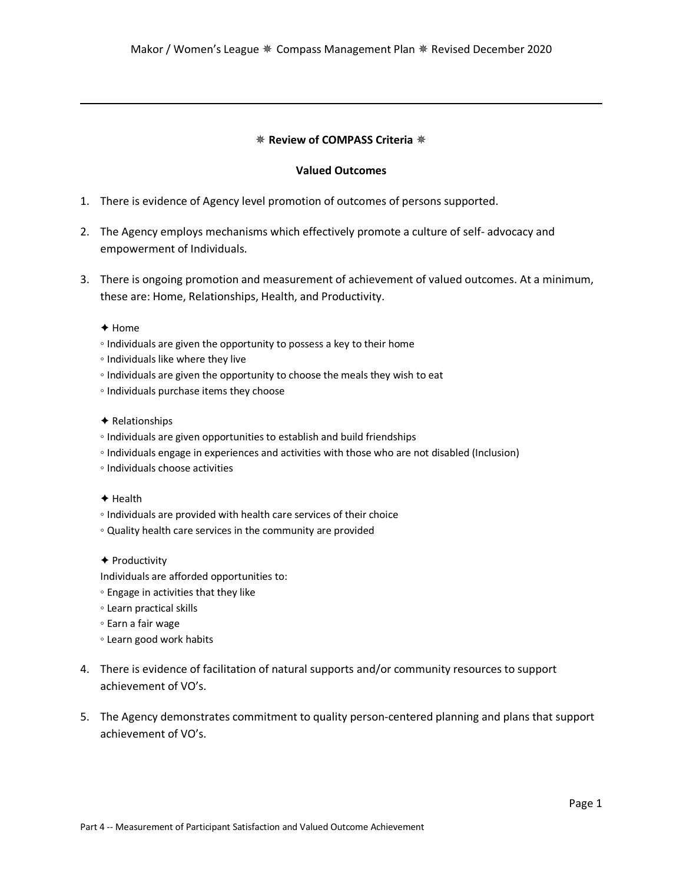## ⁕ Review of COMPASS Criteria ⁕

### Valued Outcomes

1. There is evidence of Agency level promotion of outcomes of persons supported.

2. The Agency employs mechanisms which effectively promote a culture of self- advocacy and empowerment of Individuals.

3. There is ongoing promotion and measurement of achievement of valued outcomes. At a minimum, these are: Home, Relationships, Health, and Productivity.

   ✦ Home
   - Individuals are given the opportunity to possess a key to their home
   - Individuals like where they live
   - Individuals are given the opportunity to choose the meals they wish to eat
   - Individuals purchase items they choose

   ✦ Relationships
   - Individuals are given opportunities to establish and build friendships
   - Individuals engage in experiences and activities with those who are not disabled (Inclusion)
   - Individuals choose activities

   ✦ Health
   - Individuals are provided with health care services of their choice
   - Quality health care services in the community are provided

   ✦ Productivity

   Individuals are afforded opportunities to:
   - Engage in activities that they like
   - Learn practical skills
   - Earn a fair wage
   - Learn good work habits

4. There is evidence of facilitation of natural supports and/or community resources to support achievement of VO's.

5. The Agency demonstrates commitment to quality person-centered planning and plans that support achievement of VO's.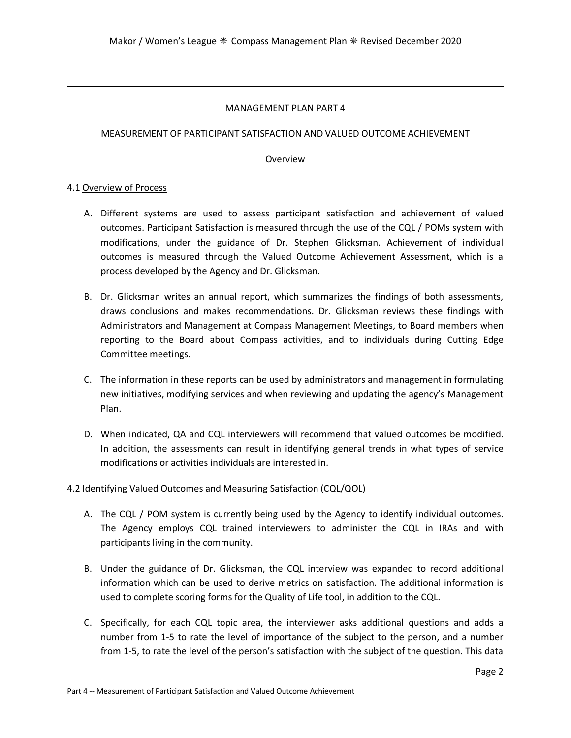MANAGEMENT PLAN PART 4

MEASUREMENT OF PARTICIPANT SATISFACTION AND VALUED OUTCOME ACHIEVEMENT

Overview

4.1 Overview of Process

A. Different systems are used to assess participant satisfaction and achievement of valued outcomes. Participant Satisfaction is measured through the use of the CQL / POMs system with modifications, under the guidance of Dr. Stephen Glicksman. Achievement of individual outcomes is measured through the Valued Outcome Achievement Assessment, which is a process developed by the Agency and Dr. Glicksman.

B. Dr. Glicksman writes an annual report, which summarizes the findings of both assessments, draws conclusions and makes recommendations. Dr. Glicksman reviews these findings with Administrators and Management at Compass Management Meetings, to Board members when reporting to the Board about Compass activities, and to individuals during Cutting Edge Committee meetings.

C. The information in these reports can be used by administrators and management in formulating new initiatives, modifying services and when reviewing and updating the agency's Management Plan.

D. When indicated, QA and CQL interviewers will recommend that valued outcomes be modified. In addition, the assessments can result in identifying general trends in what types of service modifications or activities individuals are interested in.

4.2 Identifying Valued Outcomes and Measuring Satisfaction (CQL/QOL)

A. The CQL / POM system is currently being used by the Agency to identify individual outcomes. The Agency employs CQL trained interviewers to administer the CQL in IRAs and with participants living in the community.

B. Under the guidance of Dr. Glicksman, the CQL interview was expanded to record additional information which can be used to derive metrics on satisfaction. The additional information is used to complete scoring forms for the Quality of Life tool, in addition to the CQL.

C. Specifically, for each CQL topic area, the interviewer asks additional questions and adds a number from 1-5 to rate the level of importance of the subject to the person, and a number from 1-5, to rate the level of the person's satisfaction with the subject of the question. This data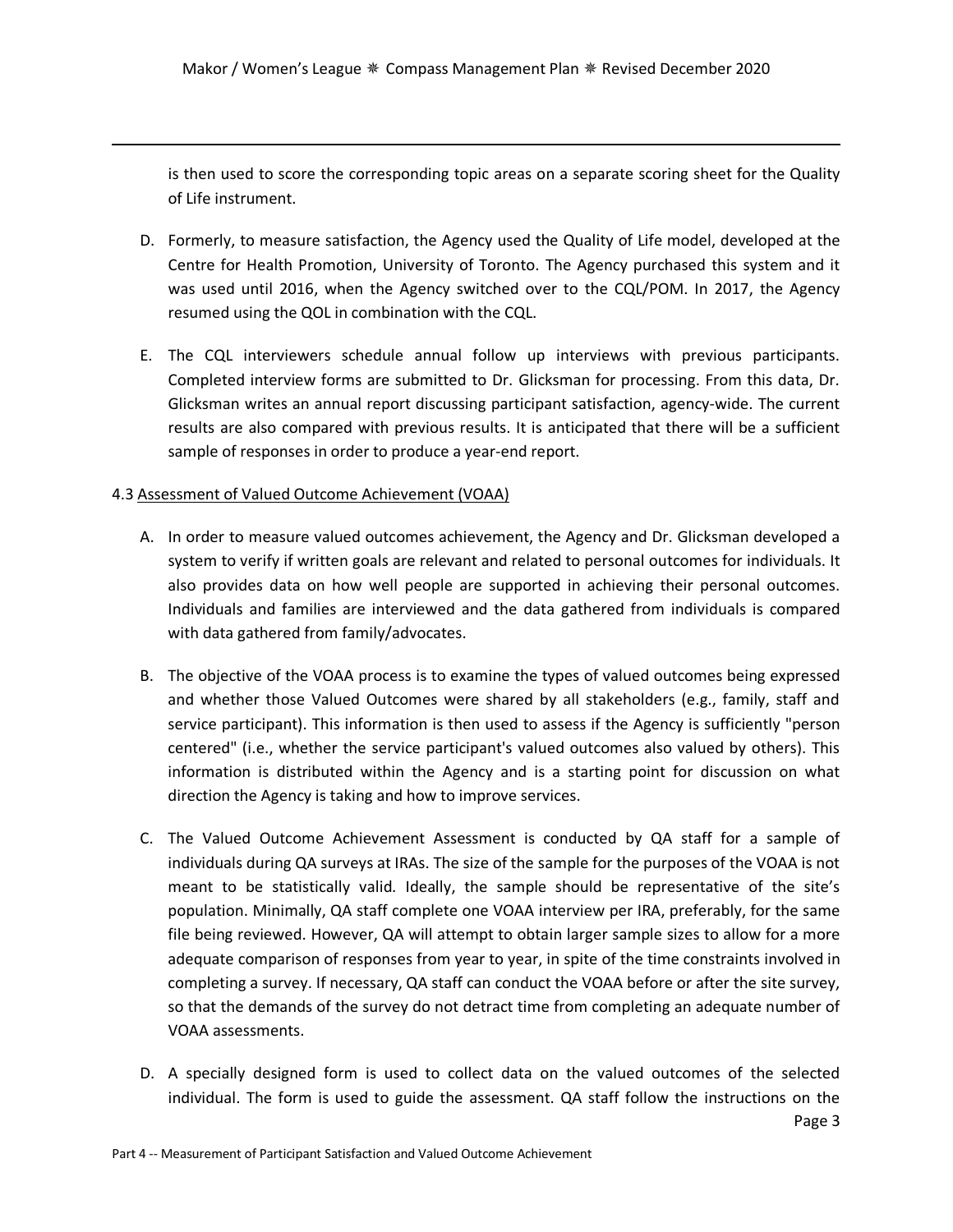is then used to score the corresponding topic areas on a separate scoring sheet for the Quality of Life instrument.

D. Formerly, to measure satisfaction, the Agency used the Quality of Life model, developed at the Centre for Health Promotion, University of Toronto. The Agency purchased this system and it was used until 2016, when the Agency switched over to the CQL/POM. In 2017, the Agency resumed using the QOL in combination with the CQL.

E. The CQL interviewers schedule annual follow up interviews with previous participants. Completed interview forms are submitted to Dr. Glicksman for processing. From this data, Dr. Glicksman writes an annual report discussing participant satisfaction, agency-wide. The current results are also compared with previous results. It is anticipated that there will be a sufficient sample of responses in order to produce a year-end report.

4.3 Assessment of Valued Outcome Achievement (VOAA)

A. In order to measure valued outcomes achievement, the Agency and Dr. Glicksman developed a system to verify if written goals are relevant and related to personal outcomes for individuals. It also provides data on how well people are supported in achieving their personal outcomes. Individuals and families are interviewed and the data gathered from individuals is compared with data gathered from family/advocates.

B. The objective of the VOAA process is to examine the types of valued outcomes being expressed and whether those Valued Outcomes were shared by all stakeholders (e.g., family, staff and service participant). This information is then used to assess if the Agency is sufficiently "person centered" (i.e., whether the service participant's valued outcomes also valued by others). This information is distributed within the Agency and is a starting point for discussion on what direction the Agency is taking and how to improve services.

C. The Valued Outcome Achievement Assessment is conducted by QA staff for a sample of individuals during QA surveys at IRAs. The size of the sample for the purposes of the VOAA is not meant to be statistically valid. Ideally, the sample should be representative of the site's population. Minimally, QA staff complete one VOAA interview per IRA, preferably, for the same file being reviewed. However, QA will attempt to obtain larger sample sizes to allow for a more adequate comparison of responses from year to year, in spite of the time constraints involved in completing a survey. If necessary, QA staff can conduct the VOAA before or after the site survey, so that the demands of the survey do not detract time from completing an adequate number of VOAA assessments.

D. A specially designed form is used to collect data on the valued outcomes of the selected individual. The form is used to guide the assessment. QA staff follow the instructions on the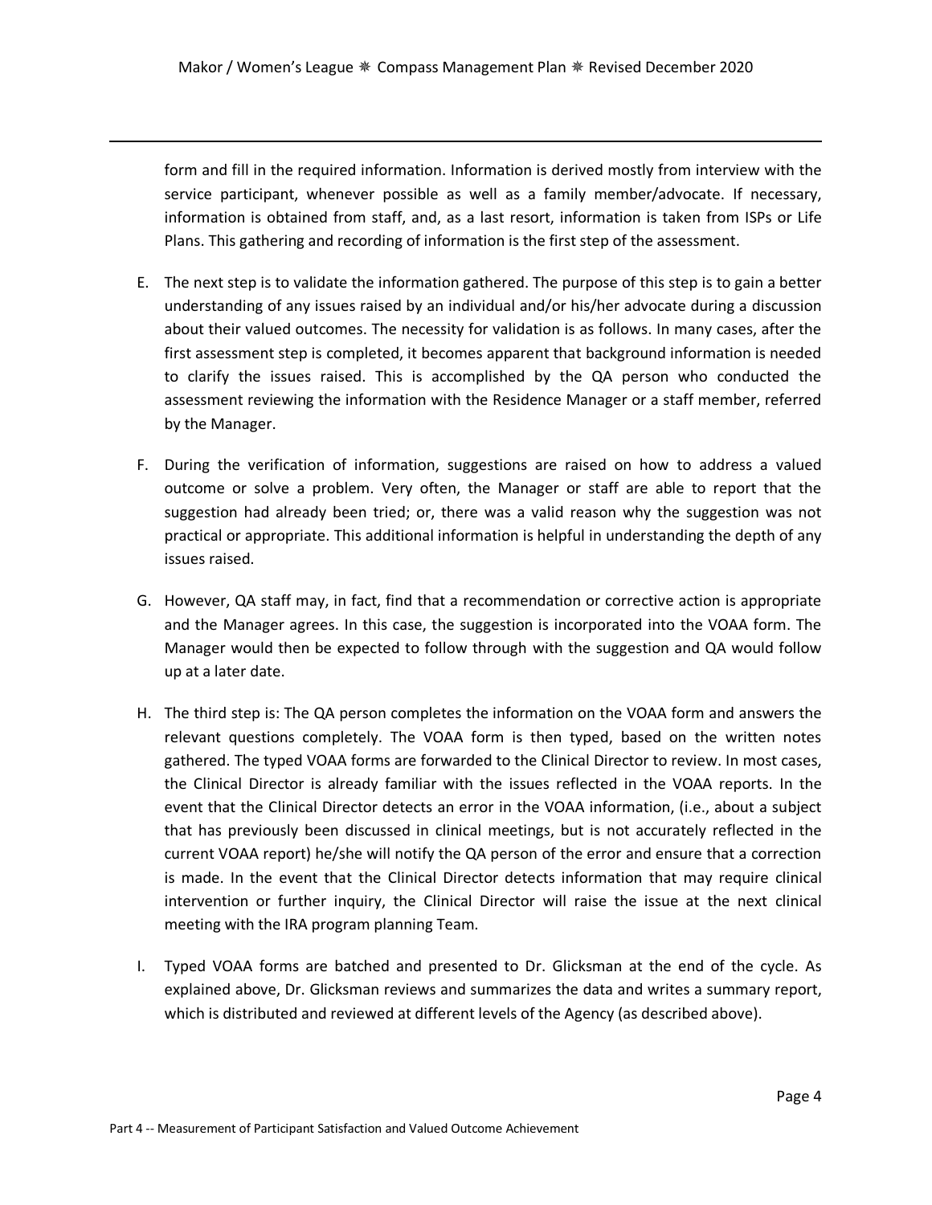form and fill in the required information. Information is derived mostly from interview with the service participant, whenever possible as well as a family member/advocate. If necessary, information is obtained from staff, and, as a last resort, information is taken from ISPs or Life Plans. This gathering and recording of information is the first step of the assessment.

E. The next step is to validate the information gathered. The purpose of this step is to gain a better understanding of any issues raised by an individual and/or his/her advocate during a discussion about their valued outcomes. The necessity for validation is as follows. In many cases, after the first assessment step is completed, it becomes apparent that background information is needed to clarify the issues raised. This is accomplished by the QA person who conducted the assessment reviewing the information with the Residence Manager or a staff member, referred by the Manager.

F. During the verification of information, suggestions are raised on how to address a valued outcome or solve a problem. Very often, the Manager or staff are able to report that the suggestion had already been tried; or, there was a valid reason why the suggestion was not practical or appropriate. This additional information is helpful in understanding the depth of any issues raised.

G. However, QA staff may, in fact, find that a recommendation or corrective action is appropriate and the Manager agrees. In this case, the suggestion is incorporated into the VOAA form. The Manager would then be expected to follow through with the suggestion and QA would follow up at a later date.

H. The third step is: The QA person completes the information on the VOAA form and answers the relevant questions completely. The VOAA form is then typed, based on the written notes gathered. The typed VOAA forms are forwarded to the Clinical Director to review. In most cases, the Clinical Director is already familiar with the issues reflected in the VOAA reports. In the event that the Clinical Director detects an error in the VOAA information, (i.e., about a subject that has previously been discussed in clinical meetings, but is not accurately reflected in the current VOAA report) he/she will notify the QA person of the error and ensure that a correction is made. In the event that the Clinical Director detects information that may require clinical intervention or further inquiry, the Clinical Director will raise the issue at the next clinical meeting with the IRA program planning Team.

I. Typed VOAA forms are batched and presented to Dr. Glicksman at the end of the cycle. As explained above, Dr. Glicksman reviews and summarizes the data and writes a summary report, which is distributed and reviewed at different levels of the Agency (as described above).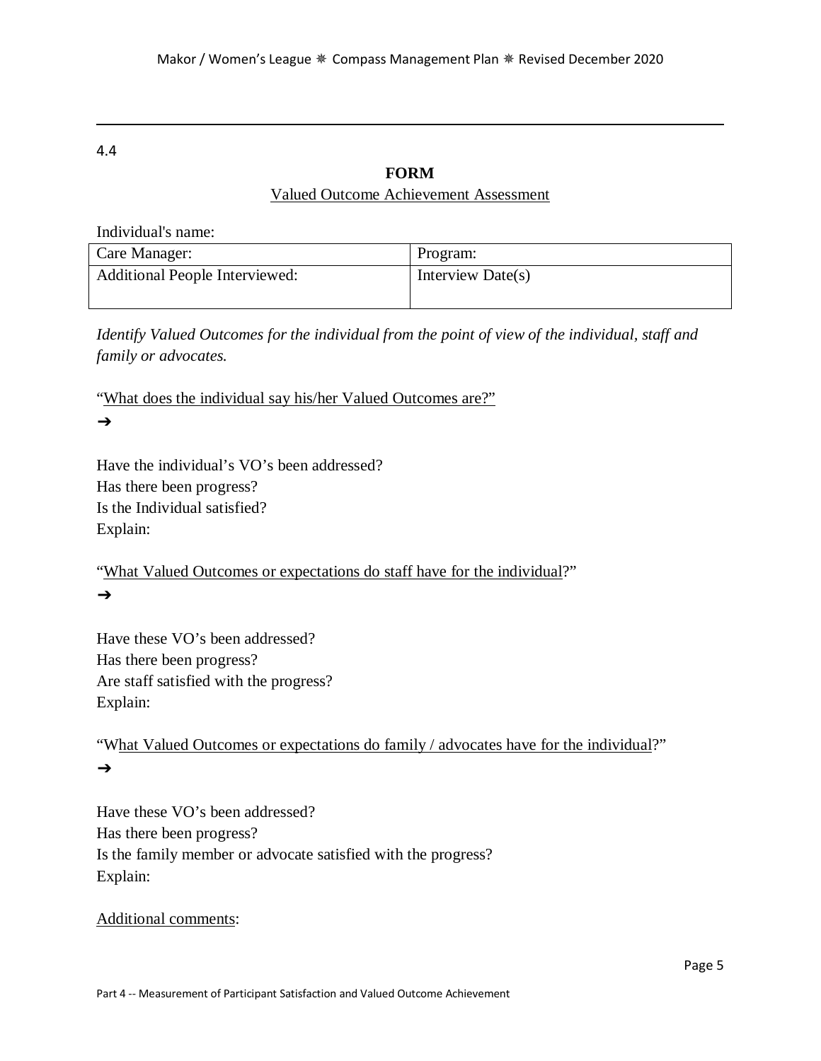4.4

## FORM

Valued Outcome Achievement Assessment

Individual's name:

| Care Manager: | Program: |
|---|---|
| Additional People Interviewed: | Interview Date(s) |

*Identify Valued Outcomes for the individual from the point of view of the individual, staff and family or advocates.*

"What does the individual say his/her Valued Outcomes are?"

➔

Have the individual's VO's been addressed?
Has there been progress?
Is the Individual satisfied?
Explain:

"What Valued Outcomes or expectations do staff have for the individual?"

➔

Have these VO's been addressed?
Has there been progress?
Are staff satisfied with the progress?
Explain:

"What Valued Outcomes or expectations do family / advocates have for the individual?"

➔

Have these VO's been addressed?
Has there been progress?
Is the family member or advocate satisfied with the progress?
Explain:

Additional comments: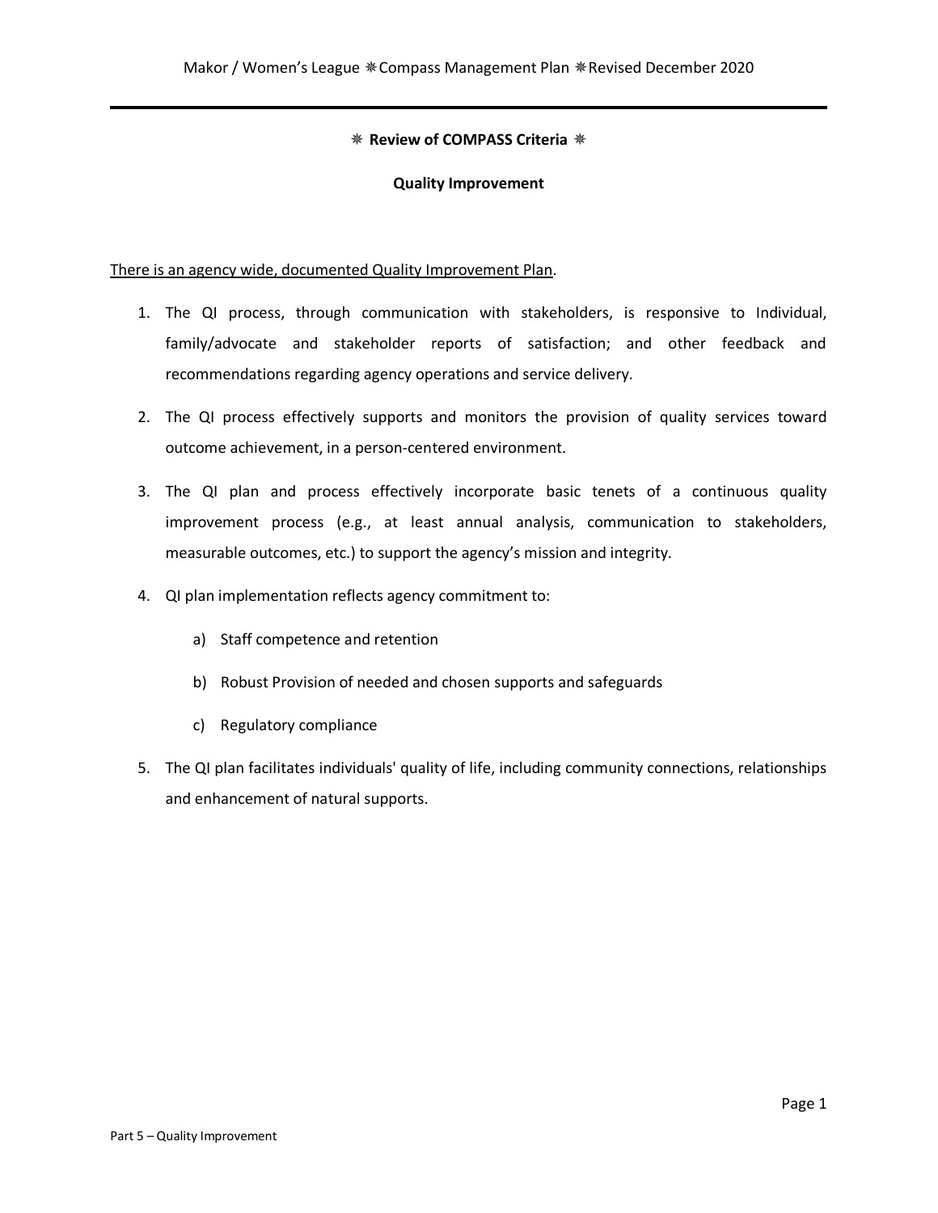## ✷ Review of COMPASS Criteria ✷

### Quality Improvement

There is an agency wide, documented Quality Improvement Plan.

1. The QI process, through communication with stakeholders, is responsive to Individual, family/advocate and stakeholder reports of satisfaction; and other feedback and recommendations regarding agency operations and service delivery.

2. The QI process effectively supports and monitors the provision of quality services toward outcome achievement, in a person-centered environment.

3. The QI plan and process effectively incorporate basic tenets of a continuous quality improvement process (e.g., at least annual analysis, communication to stakeholders, measurable outcomes, etc.) to support the agency's mission and integrity.

4. QI plan implementation reflects agency commitment to:

   a) Staff competence and retention

   b) Robust Provision of needed and chosen supports and safeguards

   c) Regulatory compliance

5. The QI plan facilitates individuals' quality of life, including community connections, relationships and enhancement of natural supports.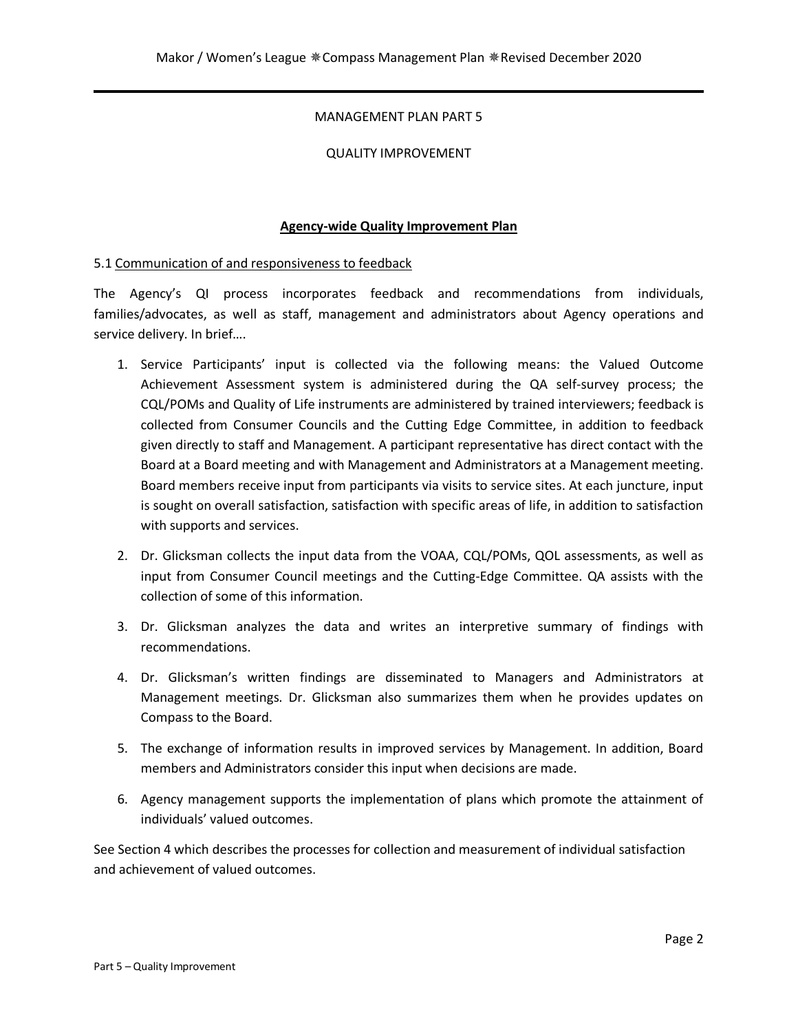MANAGEMENT PLAN PART 5

QUALITY IMPROVEMENT

## **Agency-wide Quality Improvement Plan**

5.1 Communication of and responsiveness to feedback

The Agency's QI process incorporates feedback and recommendations from individuals, families/advocates, as well as staff, management and administrators about Agency operations and service delivery. In brief….

1. Service Participants' input is collected via the following means: the Valued Outcome Achievement Assessment system is administered during the QA self-survey process; the CQL/POMs and Quality of Life instruments are administered by trained interviewers; feedback is collected from Consumer Councils and the Cutting Edge Committee, in addition to feedback given directly to staff and Management. A participant representative has direct contact with the Board at a Board meeting and with Management and Administrators at a Management meeting. Board members receive input from participants via visits to service sites. At each juncture, input is sought on overall satisfaction, satisfaction with specific areas of life, in addition to satisfaction with supports and services.

2. Dr. Glicksman collects the input data from the VOAA, CQL/POMs, QOL assessments, as well as input from Consumer Council meetings and the Cutting-Edge Committee. QA assists with the collection of some of this information.

3. Dr. Glicksman analyzes the data and writes an interpretive summary of findings with recommendations.

4. Dr. Glicksman's written findings are disseminated to Managers and Administrators at Management meetings. Dr. Glicksman also summarizes them when he provides updates on Compass to the Board.

5. The exchange of information results in improved services by Management. In addition, Board members and Administrators consider this input when decisions are made.

6. Agency management supports the implementation of plans which promote the attainment of individuals' valued outcomes.

See Section 4 which describes the processes for collection and measurement of individual satisfaction and achievement of valued outcomes.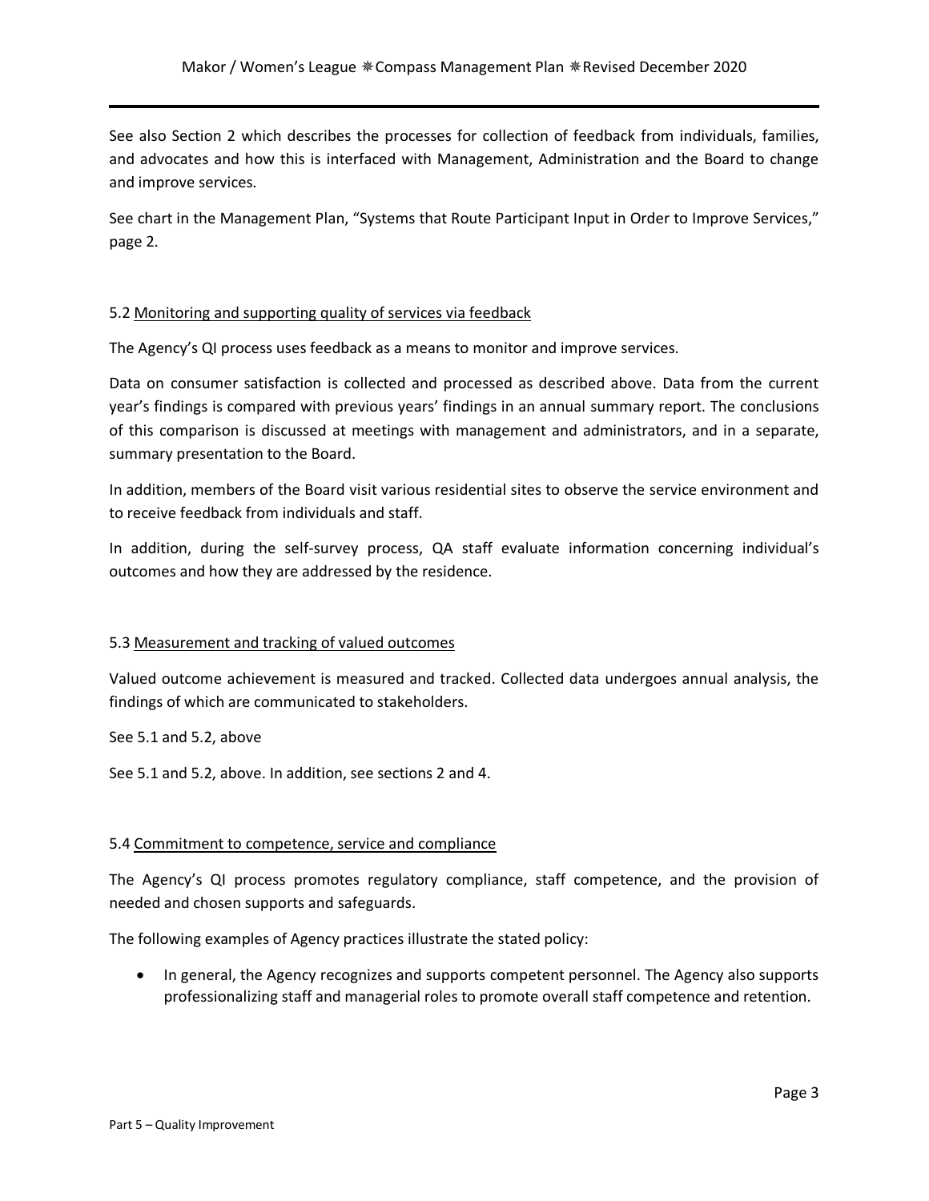See also Section 2 which describes the processes for collection of feedback from individuals, families, and advocates and how this is interfaced with Management, Administration and the Board to change and improve services.

See chart in the Management Plan, "Systems that Route Participant Input in Order to Improve Services," page 2.

### 5.2 Monitoring and supporting quality of services via feedback

The Agency's QI process uses feedback as a means to monitor and improve services.

Data on consumer satisfaction is collected and processed as described above. Data from the current year's findings is compared with previous years' findings in an annual summary report. The conclusions of this comparison is discussed at meetings with management and administrators, and in a separate, summary presentation to the Board.

In addition, members of the Board visit various residential sites to observe the service environment and to receive feedback from individuals and staff.

In addition, during the self-survey process, QA staff evaluate information concerning individual's outcomes and how they are addressed by the residence.

### 5.3 Measurement and tracking of valued outcomes

Valued outcome achievement is measured and tracked. Collected data undergoes annual analysis, the findings of which are communicated to stakeholders.

See 5.1 and 5.2, above

See 5.1 and 5.2, above. In addition, see sections 2 and 4.

### 5.4 Commitment to competence, service and compliance

The Agency's QI process promotes regulatory compliance, staff competence, and the provision of needed and chosen supports and safeguards.

The following examples of Agency practices illustrate the stated policy:

- In general, the Agency recognizes and supports competent personnel. The Agency also supports professionalizing staff and managerial roles to promote overall staff competence and retention.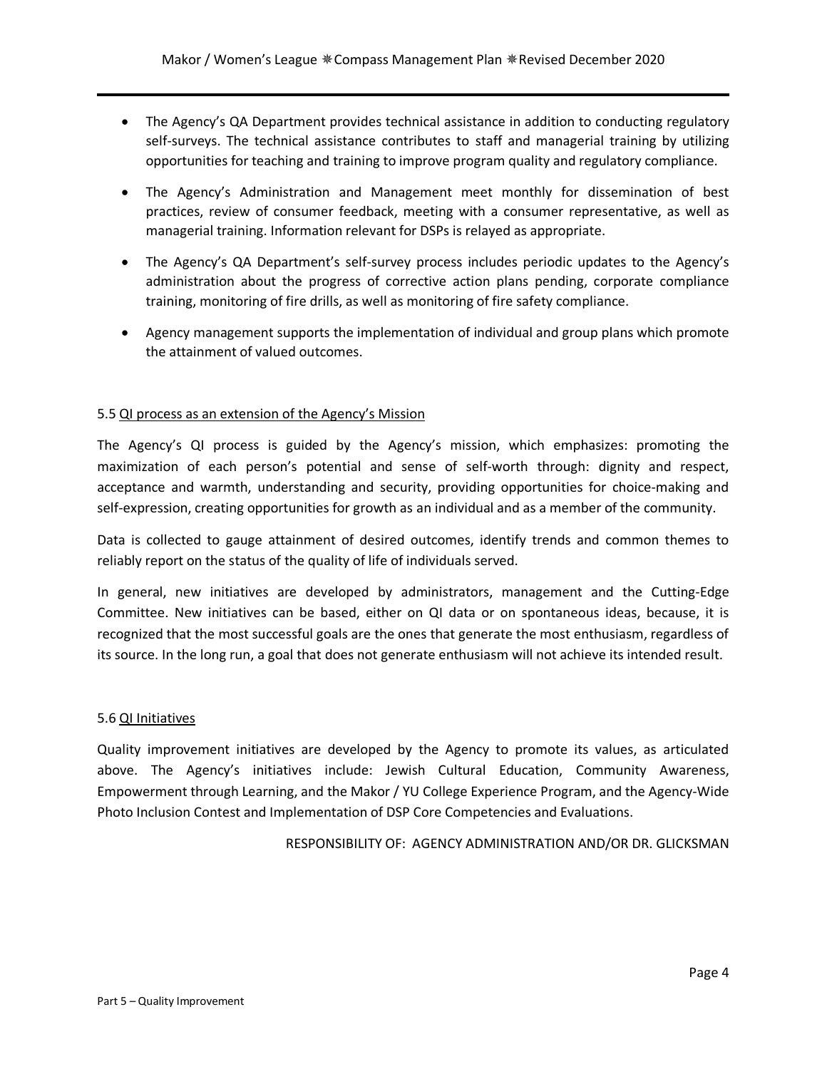- The Agency's QA Department provides technical assistance in addition to conducting regulatory self-surveys. The technical assistance contributes to staff and managerial training by utilizing opportunities for teaching and training to improve program quality and regulatory compliance.
- The Agency's Administration and Management meet monthly for dissemination of best practices, review of consumer feedback, meeting with a consumer representative, as well as managerial training. Information relevant for DSPs is relayed as appropriate.
- The Agency's QA Department's self-survey process includes periodic updates to the Agency's administration about the progress of corrective action plans pending, corporate compliance training, monitoring of fire drills, as well as monitoring of fire safety compliance.
- Agency management supports the implementation of individual and group plans which promote the attainment of valued outcomes.

5.5 <u>QI process as an extension of the Agency's Mission</u>

The Agency's QI process is guided by the Agency's mission, which emphasizes: promoting the maximization of each person's potential and sense of self-worth through: dignity and respect, acceptance and warmth, understanding and security, providing opportunities for choice-making and self-expression, creating opportunities for growth as an individual and as a member of the community.

Data is collected to gauge attainment of desired outcomes, identify trends and common themes to reliably report on the status of the quality of life of individuals served.

In general, new initiatives are developed by administrators, management and the Cutting-Edge Committee. New initiatives can be based, either on QI data or on spontaneous ideas, because, it is recognized that the most successful goals are the ones that generate the most enthusiasm, regardless of its source. In the long run, a goal that does not generate enthusiasm will not achieve its intended result.

5.6 <u>QI Initiatives</u>

Quality improvement initiatives are developed by the Agency to promote its values, as articulated above. The Agency's initiatives include: Jewish Cultural Education, Community Awareness, Empowerment through Learning, and the Makor / YU College Experience Program, and the Agency-Wide Photo Inclusion Contest and Implementation of DSP Core Competencies and Evaluations.

RESPONSIBILITY OF: AGENCY ADMINISTRATION AND/OR DR. GLICKSMAN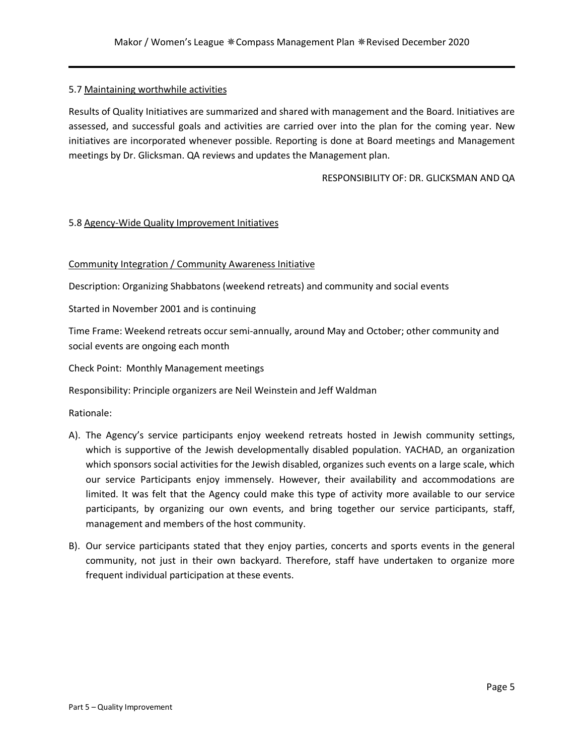### 5.7 Maintaining worthwhile activities

Results of Quality Initiatives are summarized and shared with management and the Board. Initiatives are assessed, and successful goals and activities are carried over into the plan for the coming year. New initiatives are incorporated whenever possible. Reporting is done at Board meetings and Management meetings by Dr. Glicksman. QA reviews and updates the Management plan.

RESPONSIBILITY OF: DR. GLICKSMAN AND QA

### 5.8 Agency-Wide Quality Improvement Initiatives

#### Community Integration / Community Awareness Initiative

Description: Organizing Shabbatons (weekend retreats) and community and social events

Started in November 2001 and is continuing

Time Frame: Weekend retreats occur semi-annually, around May and October; other community and social events are ongoing each month

Check Point: Monthly Management meetings

Responsibility: Principle organizers are Neil Weinstein and Jeff Waldman

Rationale:

A). The Agency's service participants enjoy weekend retreats hosted in Jewish community settings, which is supportive of the Jewish developmentally disabled population. YACHAD, an organization which sponsors social activities for the Jewish disabled, organizes such events on a large scale, which our service Participants enjoy immensely. However, their availability and accommodations are limited. It was felt that the Agency could make this type of activity more available to our service participants, by organizing our own events, and bring together our service participants, staff, management and members of the host community.

B). Our service participants stated that they enjoy parties, concerts and sports events in the general community, not just in their own backyard. Therefore, staff have undertaken to organize more frequent individual participation at these events.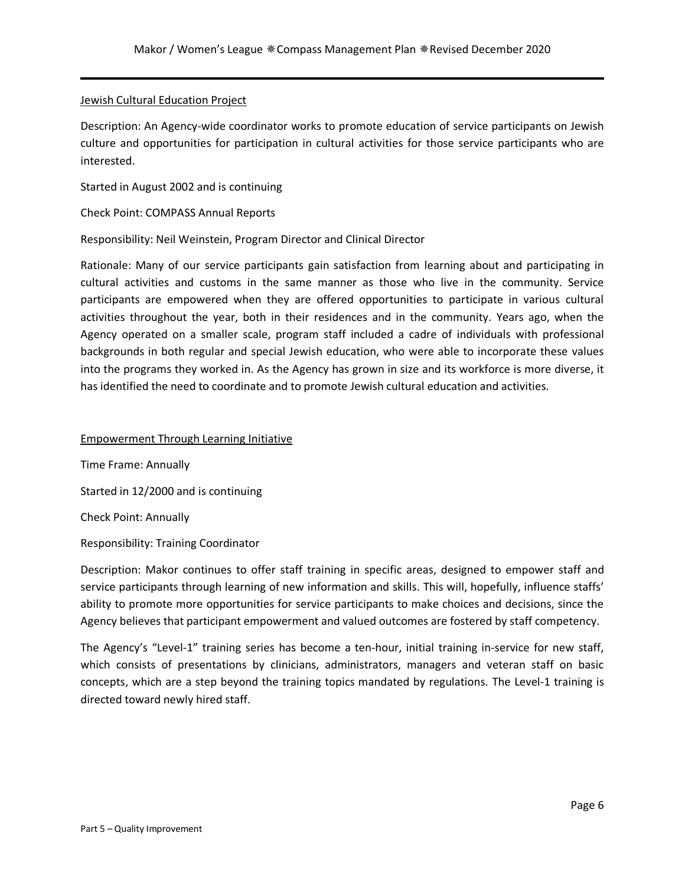<u>Jewish Cultural Education Project</u>

Description: An Agency-wide coordinator works to promote education of service participants on Jewish culture and opportunities for participation in cultural activities for those service participants who are interested.

Started in August 2002 and is continuing

Check Point: COMPASS Annual Reports

Responsibility: Neil Weinstein, Program Director and Clinical Director

Rationale: Many of our service participants gain satisfaction from learning about and participating in cultural activities and customs in the same manner as those who live in the community. Service participants are empowered when they are offered opportunities to participate in various cultural activities throughout the year, both in their residences and in the community. Years ago, when the Agency operated on a smaller scale, program staff included a cadre of individuals with professional backgrounds in both regular and special Jewish education, who were able to incorporate these values into the programs they worked in. As the Agency has grown in size and its workforce is more diverse, it has identified the need to coordinate and to promote Jewish cultural education and activities.

<u>Empowerment Through Learning Initiative</u>

Time Frame: Annually

Started in 12/2000 and is continuing

Check Point: Annually

Responsibility: Training Coordinator

Description: Makor continues to offer staff training in specific areas, designed to empower staff and service participants through learning of new information and skills. This will, hopefully, influence staffs' ability to promote more opportunities for service participants to make choices and decisions, since the Agency believes that participant empowerment and valued outcomes are fostered by staff competency.

The Agency's "Level-1" training series has become a ten-hour, initial training in-service for new staff, which consists of presentations by clinicians, administrators, managers and veteran staff on basic concepts, which are a step beyond the training topics mandated by regulations. The Level-1 training is directed toward newly hired staff.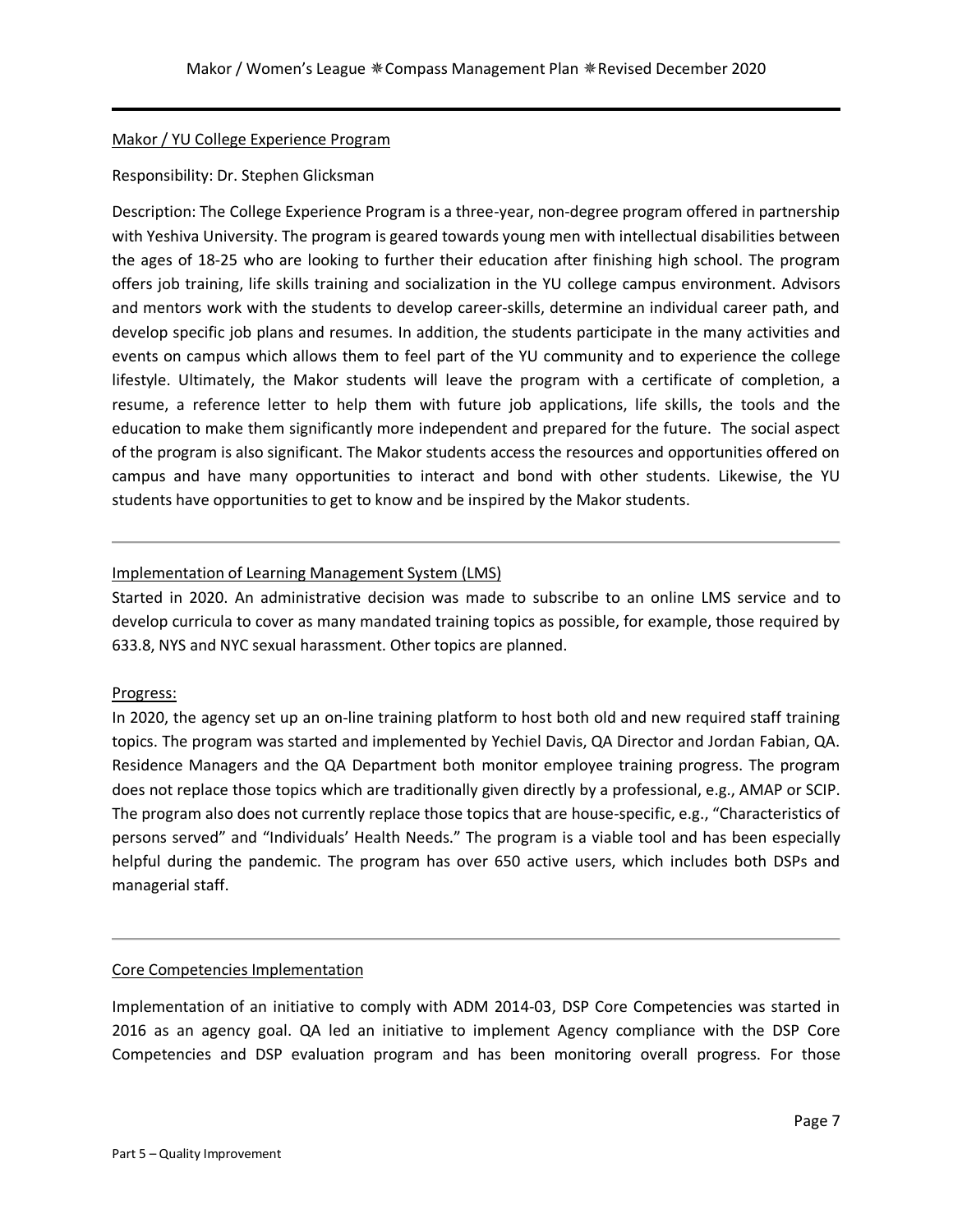Makor / YU College Experience Program

Responsibility: Dr. Stephen Glicksman

Description: The College Experience Program is a three-year, non-degree program offered in partnership with Yeshiva University. The program is geared towards young men with intellectual disabilities between the ages of 18-25 who are looking to further their education after finishing high school. The program offers job training, life skills training and socialization in the YU college campus environment. Advisors and mentors work with the students to develop career-skills, determine an individual career path, and develop specific job plans and resumes. In addition, the students participate in the many activities and events on campus which allows them to feel part of the YU community and to experience the college lifestyle. Ultimately, the Makor students will leave the program with a certificate of completion, a resume, a reference letter to help them with future job applications, life skills, the tools and the education to make them significantly more independent and prepared for the future. The social aspect of the program is also significant. The Makor students access the resources and opportunities offered on campus and have many opportunities to interact and bond with other students. Likewise, the YU students have opportunities to get to know and be inspired by the Makor students.

---

Implementation of Learning Management System (LMS)

Started in 2020. An administrative decision was made to subscribe to an online LMS service and to develop curricula to cover as many mandated training topics as possible, for example, those required by 633.8, NYS and NYC sexual harassment. Other topics are planned.

Progress:

In 2020, the agency set up an on-line training platform to host both old and new required staff training topics. The program was started and implemented by Yechiel Davis, QA Director and Jordan Fabian, QA. Residence Managers and the QA Department both monitor employee training progress. The program does not replace those topics which are traditionally given directly by a professional, e.g., AMAP or SCIP. The program also does not currently replace those topics that are house-specific, e.g., "Characteristics of persons served" and "Individuals' Health Needs." The program is a viable tool and has been especially helpful during the pandemic. The program has over 650 active users, which includes both DSPs and managerial staff.

---

Core Competencies Implementation

Implementation of an initiative to comply with ADM 2014-03, DSP Core Competencies was started in 2016 as an agency goal. QA led an initiative to implement Agency compliance with the DSP Core Competencies and DSP evaluation program and has been monitoring overall progress. For those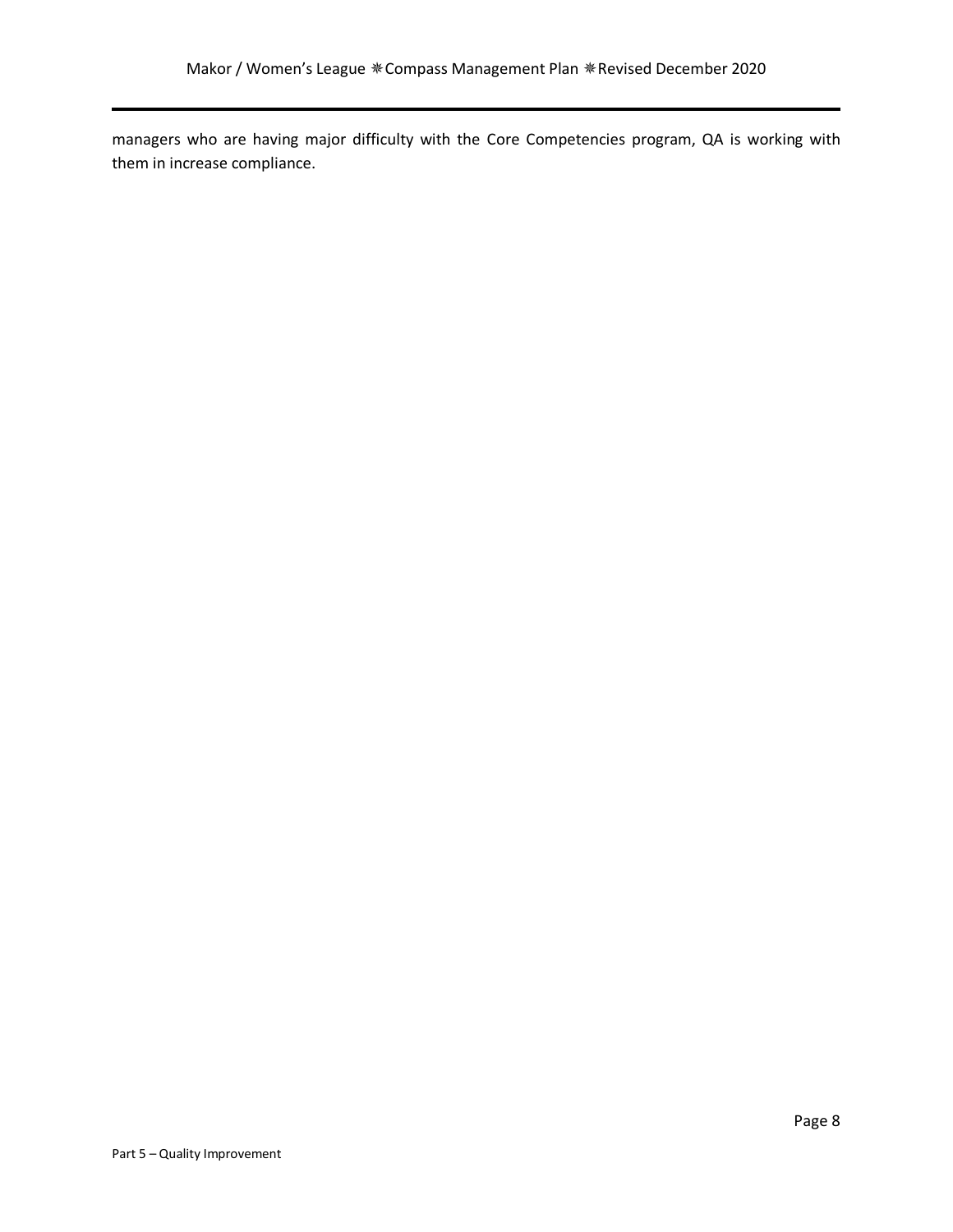managers who are having major difficulty with the Core Competencies program, QA is working with them in increase compliance.